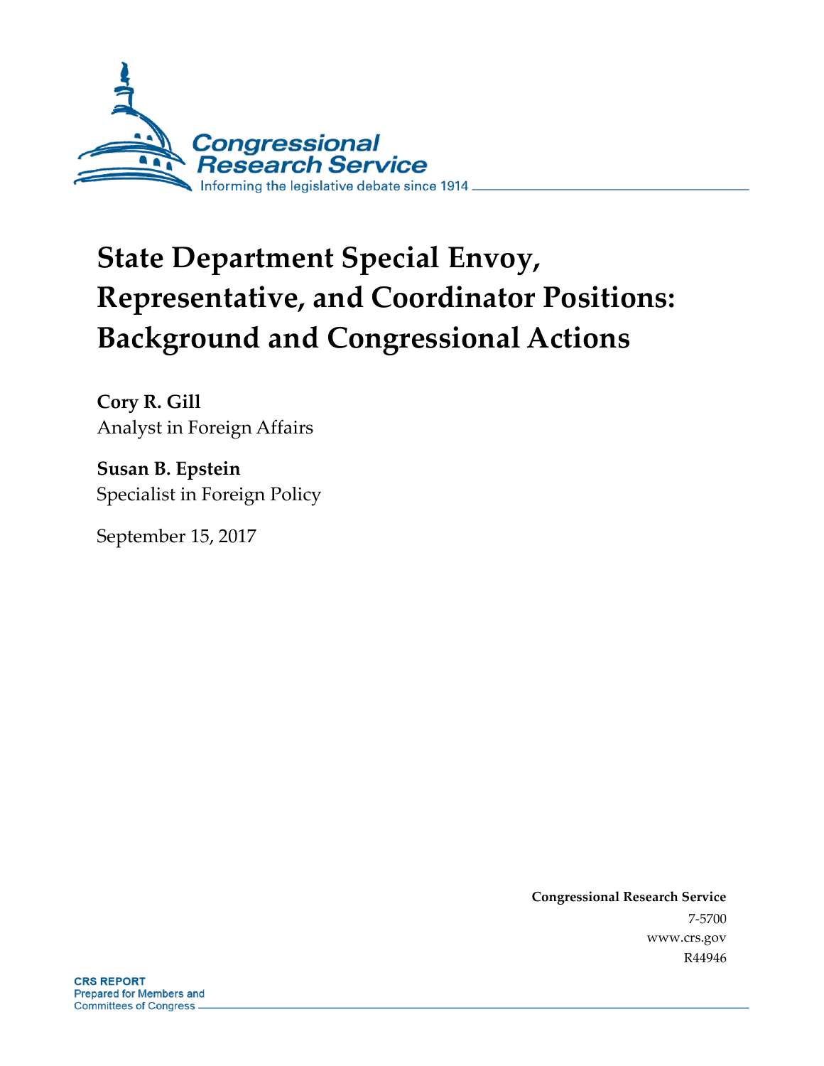# State Department Special Envoy, Representative, and Coordinator Positions: Background and Congressional Actions

**Cory R. Gill**
Analyst in Foreign Affairs

**Susan B. Epstein**
Specialist in Foreign Policy

September 15, 2017

**Congressional Research Service**
7-5700
www.crs.gov
R44946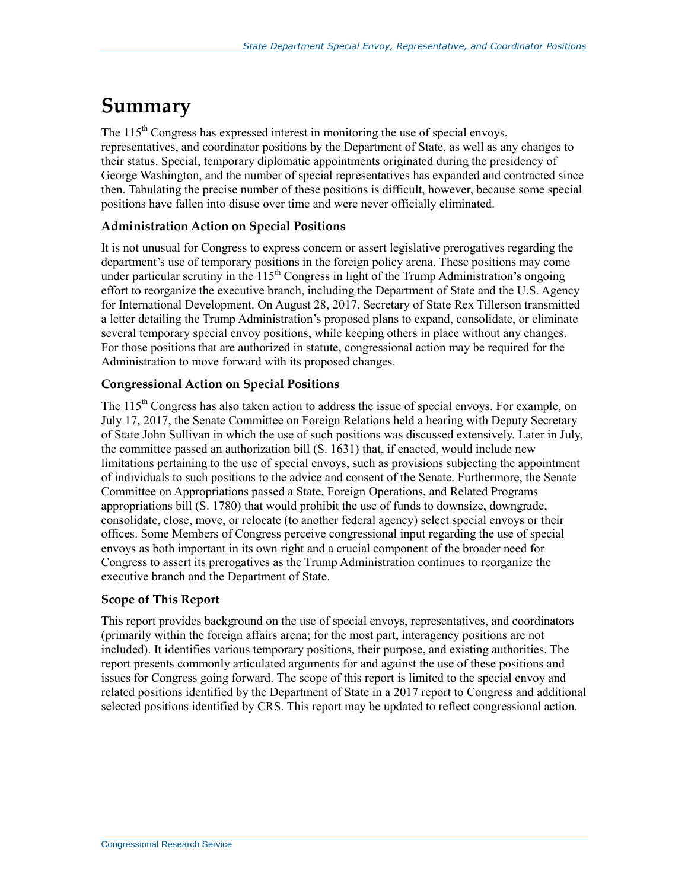# Summary

The 115th Congress has expressed interest in monitoring the use of special envoys, representatives, and coordinator positions by the Department of State, as well as any changes to their status. Special, temporary diplomatic appointments originated during the presidency of George Washington, and the number of special representatives has expanded and contracted since then. Tabulating the precise number of these positions is difficult, however, because some special positions have fallen into disuse over time and were never officially eliminated.

### Administration Action on Special Positions

It is not unusual for Congress to express concern or assert legislative prerogatives regarding the department's use of temporary positions in the foreign policy arena. These positions may come under particular scrutiny in the 115th Congress in light of the Trump Administration's ongoing effort to reorganize the executive branch, including the Department of State and the U.S. Agency for International Development. On August 28, 2017, Secretary of State Rex Tillerson transmitted a letter detailing the Trump Administration's proposed plans to expand, consolidate, or eliminate several temporary special envoy positions, while keeping others in place without any changes. For those positions that are authorized in statute, congressional action may be required for the Administration to move forward with its proposed changes.

### Congressional Action on Special Positions

The 115th Congress has also taken action to address the issue of special envoys. For example, on July 17, 2017, the Senate Committee on Foreign Relations held a hearing with Deputy Secretary of State John Sullivan in which the use of such positions was discussed extensively. Later in July, the committee passed an authorization bill (S. 1631) that, if enacted, would include new limitations pertaining to the use of special envoys, such as provisions subjecting the appointment of individuals to such positions to the advice and consent of the Senate. Furthermore, the Senate Committee on Appropriations passed a State, Foreign Operations, and Related Programs appropriations bill (S. 1780) that would prohibit the use of funds to downsize, downgrade, consolidate, close, move, or relocate (to another federal agency) select special envoys or their offices. Some Members of Congress perceive congressional input regarding the use of special envoys as both important in its own right and a crucial component of the broader need for Congress to assert its prerogatives as the Trump Administration continues to reorganize the executive branch and the Department of State.

### Scope of This Report

This report provides background on the use of special envoys, representatives, and coordinators (primarily within the foreign affairs arena; for the most part, interagency positions are not included). It identifies various temporary positions, their purpose, and existing authorities. The report presents commonly articulated arguments for and against the use of these positions and issues for Congress going forward. The scope of this report is limited to the special envoy and related positions identified by the Department of State in a 2017 report to Congress and additional selected positions identified by CRS. This report may be updated to reflect congressional action.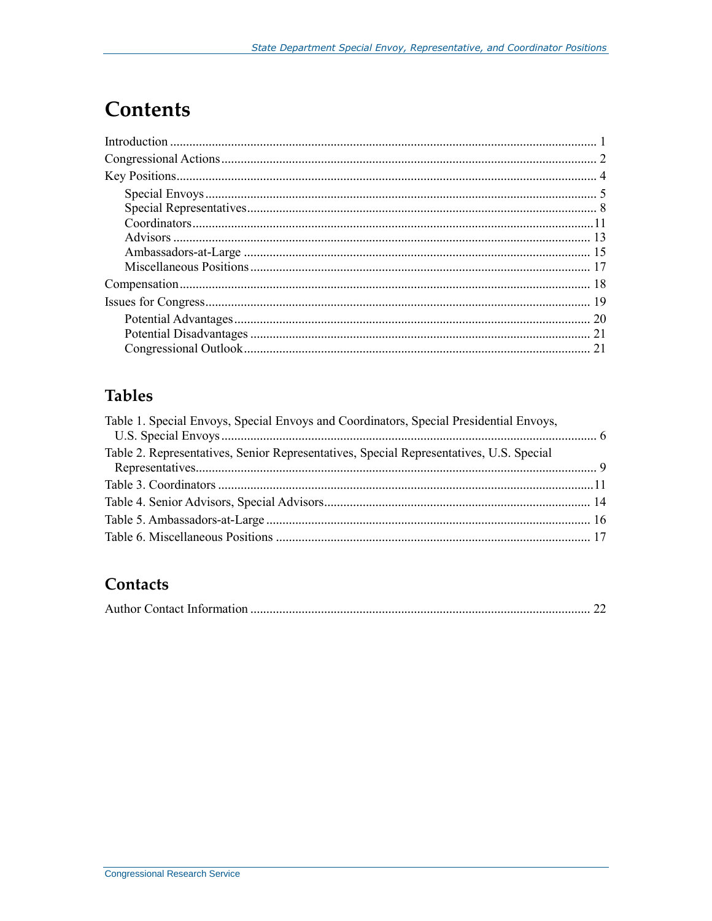# Contents

Introduction ..................................................................................................................... 1

Congressional Actions ..................................................................................................... 2

Key Positions ................................................................................................................... 4

- Special Envoys ........................................................................................................... 5
- Special Representatives ............................................................................................. 8
- Coordinators ............................................................................................................ 11
- Advisors .................................................................................................................. 13
- Ambassadors-at-Large ............................................................................................. 15
- Miscellaneous Positions ........................................................................................... 17

Compensation ................................................................................................................ 18

Issues for Congress ........................................................................................................ 19

- Potential Advantages ............................................................................................... 20
- Potential Disadvantages ........................................................................................... 21
- Congressional Outlook ............................................................................................. 21

## Tables

Table 1. Special Envoys, Special Envoys and Coordinators, Special Presidential Envoys, U.S. Special Envoys ........................................................................................................... 6

Table 2. Representatives, Senior Representatives, Special Representatives, U.S. Special Representatives ............................................................................................................. 9

Table 3. Coordinators ..................................................................................................... 11

Table 4. Senior Advisors, Special Advisors .................................................................... 14

Table 5. Ambassadors-at-Large ..................................................................................... 16

Table 6. Miscellaneous Positions ................................................................................... 17

## Contacts

Author Contact Information ........................................................................................... 22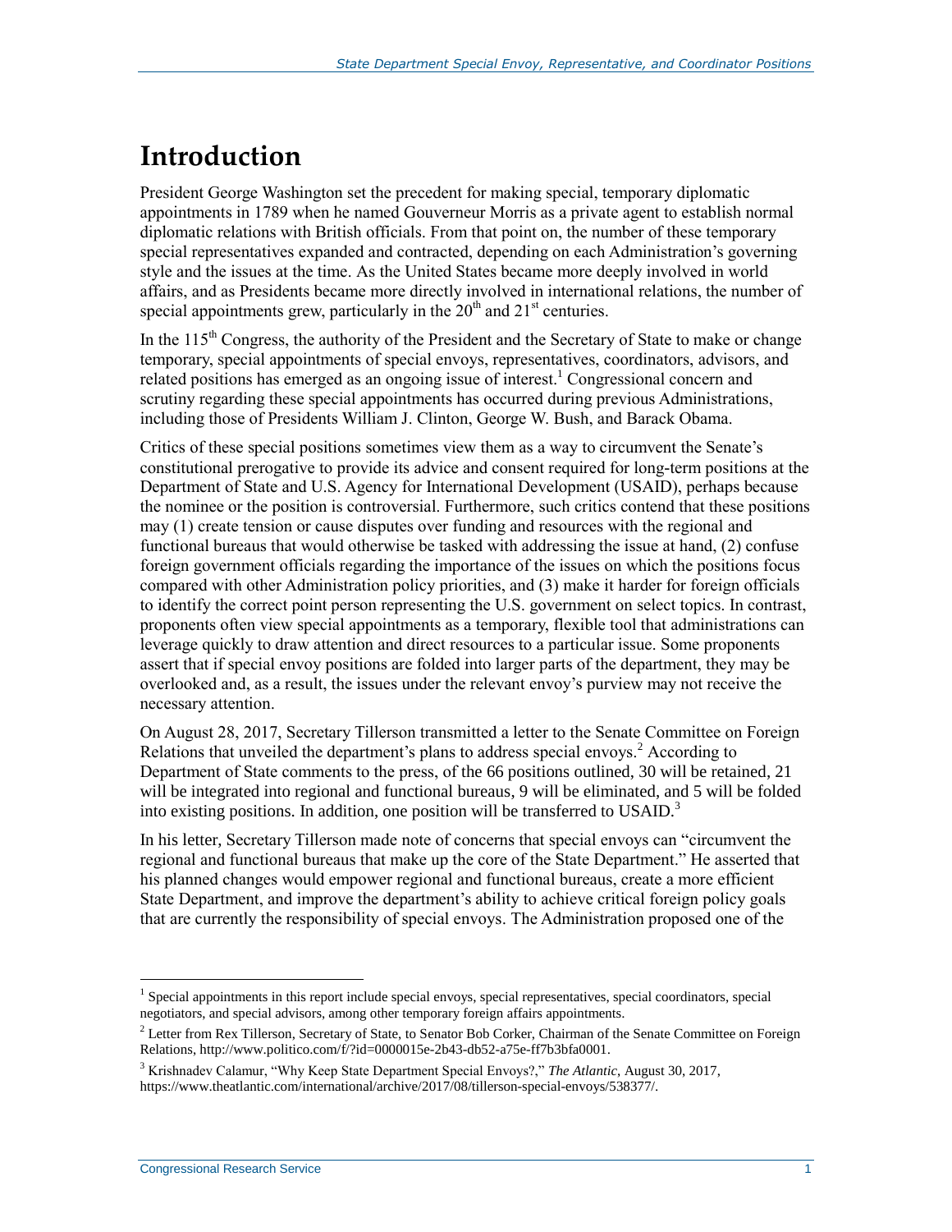# Introduction

President George Washington set the precedent for making special, temporary diplomatic appointments in 1789 when he named Gouverneur Morris as a private agent to establish normal diplomatic relations with British officials. From that point on, the number of these temporary special representatives expanded and contracted, depending on each Administration's governing style and the issues at the time. As the United States became more deeply involved in world affairs, and as Presidents became more directly involved in international relations, the number of special appointments grew, particularly in the 20th and 21st centuries.

In the 115th Congress, the authority of the President and the Secretary of State to make or change temporary, special appointments of special envoys, representatives, coordinators, advisors, and related positions has emerged as an ongoing issue of interest.[1] Congressional concern and scrutiny regarding these special appointments has occurred during previous Administrations, including those of Presidents William J. Clinton, George W. Bush, and Barack Obama.

Critics of these special positions sometimes view them as a way to circumvent the Senate's constitutional prerogative to provide its advice and consent required for long-term positions at the Department of State and U.S. Agency for International Development (USAID), perhaps because the nominee or the position is controversial. Furthermore, such critics contend that these positions may (1) create tension or cause disputes over funding and resources with the regional and functional bureaus that would otherwise be tasked with addressing the issue at hand, (2) confuse foreign government officials regarding the importance of the issues on which the positions focus compared with other Administration policy priorities, and (3) make it harder for foreign officials to identify the correct point person representing the U.S. government on select topics. In contrast, proponents often view special appointments as a temporary, flexible tool that administrations can leverage quickly to draw attention and direct resources to a particular issue. Some proponents assert that if special envoy positions are folded into larger parts of the department, they may be overlooked and, as a result, the issues under the relevant envoy's purview may not receive the necessary attention.

On August 28, 2017, Secretary Tillerson transmitted a letter to the Senate Committee on Foreign Relations that unveiled the department's plans to address special envoys.[2] According to Department of State comments to the press, of the 66 positions outlined, 30 will be retained, 21 will be integrated into regional and functional bureaus, 9 will be eliminated, and 5 will be folded into existing positions. In addition, one position will be transferred to USAID.[3]

In his letter, Secretary Tillerson made note of concerns that special envoys can "circumvent the regional and functional bureaus that make up the core of the State Department." He asserted that his planned changes would empower regional and functional bureaus, create a more efficient State Department, and improve the department's ability to achieve critical foreign policy goals that are currently the responsibility of special envoys. The Administration proposed one of the

[1] Special appointments in this report include special envoys, special representatives, special coordinators, special negotiators, and special advisors, among other temporary foreign affairs appointments.

[2] Letter from Rex Tillerson, Secretary of State, to Senator Bob Corker, Chairman of the Senate Committee on Foreign Relations, http://www.politico.com/f/?id=0000015e-2b43-db52-a75e-ff7b3bfa0001.

[3] Krishnadev Calamur, "Why Keep State Department Special Envoys?," *The Atlantic*, August 30, 2017, https://www.theatlantic.com/international/archive/2017/08/tillerson-special-envoys/538377/.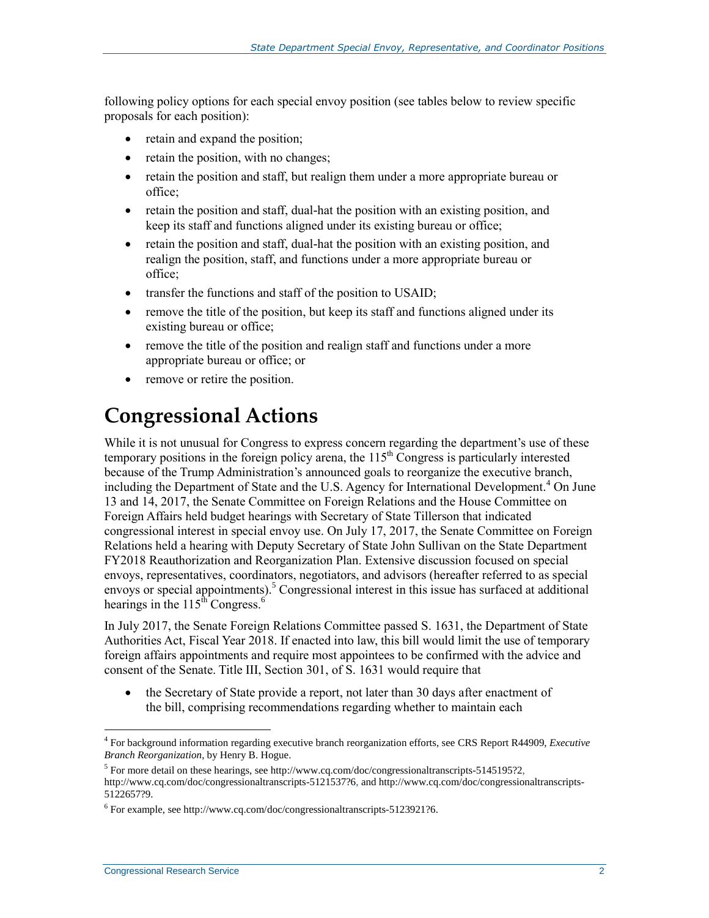following policy options for each special envoy position (see tables below to review specific proposals for each position):

- retain and expand the position;
- retain the position, with no changes;
- retain the position and staff, but realign them under a more appropriate bureau or office;
- retain the position and staff, dual-hat the position with an existing position, and keep its staff and functions aligned under its existing bureau or office;
- retain the position and staff, dual-hat the position with an existing position, and realign the position, staff, and functions under a more appropriate bureau or office;
- transfer the functions and staff of the position to USAID;
- remove the title of the position, but keep its staff and functions aligned under its existing bureau or office;
- remove the title of the position and realign staff and functions under a more appropriate bureau or office; or
- remove or retire the position.

# Congressional Actions

While it is not unusual for Congress to express concern regarding the department's use of these temporary positions in the foreign policy arena, the 115th Congress is particularly interested because of the Trump Administration's announced goals to reorganize the executive branch, including the Department of State and the U.S. Agency for International Development.[4] On June 13 and 14, 2017, the Senate Committee on Foreign Relations and the House Committee on Foreign Affairs held budget hearings with Secretary of State Tillerson that indicated congressional interest in special envoy use. On July 17, 2017, the Senate Committee on Foreign Relations held a hearing with Deputy Secretary of State John Sullivan on the State Department FY2018 Reauthorization and Reorganization Plan. Extensive discussion focused on special envoys, representatives, coordinators, negotiators, and advisors (hereafter referred to as special envoys or special appointments).[5] Congressional interest in this issue has surfaced at additional hearings in the 115th Congress.[6]

In July 2017, the Senate Foreign Relations Committee passed S. 1631, the Department of State Authorities Act, Fiscal Year 2018. If enacted into law, this bill would limit the use of temporary foreign affairs appointments and require most appointees to be confirmed with the advice and consent of the Senate. Title III, Section 301, of S. 1631 would require that

- the Secretary of State provide a report, not later than 30 days after enactment of the bill, comprising recommendations regarding whether to maintain each

[4] For background information regarding executive branch reorganization efforts, see CRS Report R44909, *Executive Branch Reorganization*, by Henry B. Hogue.

[5] For more detail on these hearings, see http://www.cq.com/doc/congressionaltranscripts-5145195?2, http://www.cq.com/doc/congressionaltranscripts-5121537?6, and http://www.cq.com/doc/congressionaltranscripts-5122657?9.

[6] For example, see http://www.cq.com/doc/congressionaltranscripts-5123921?6.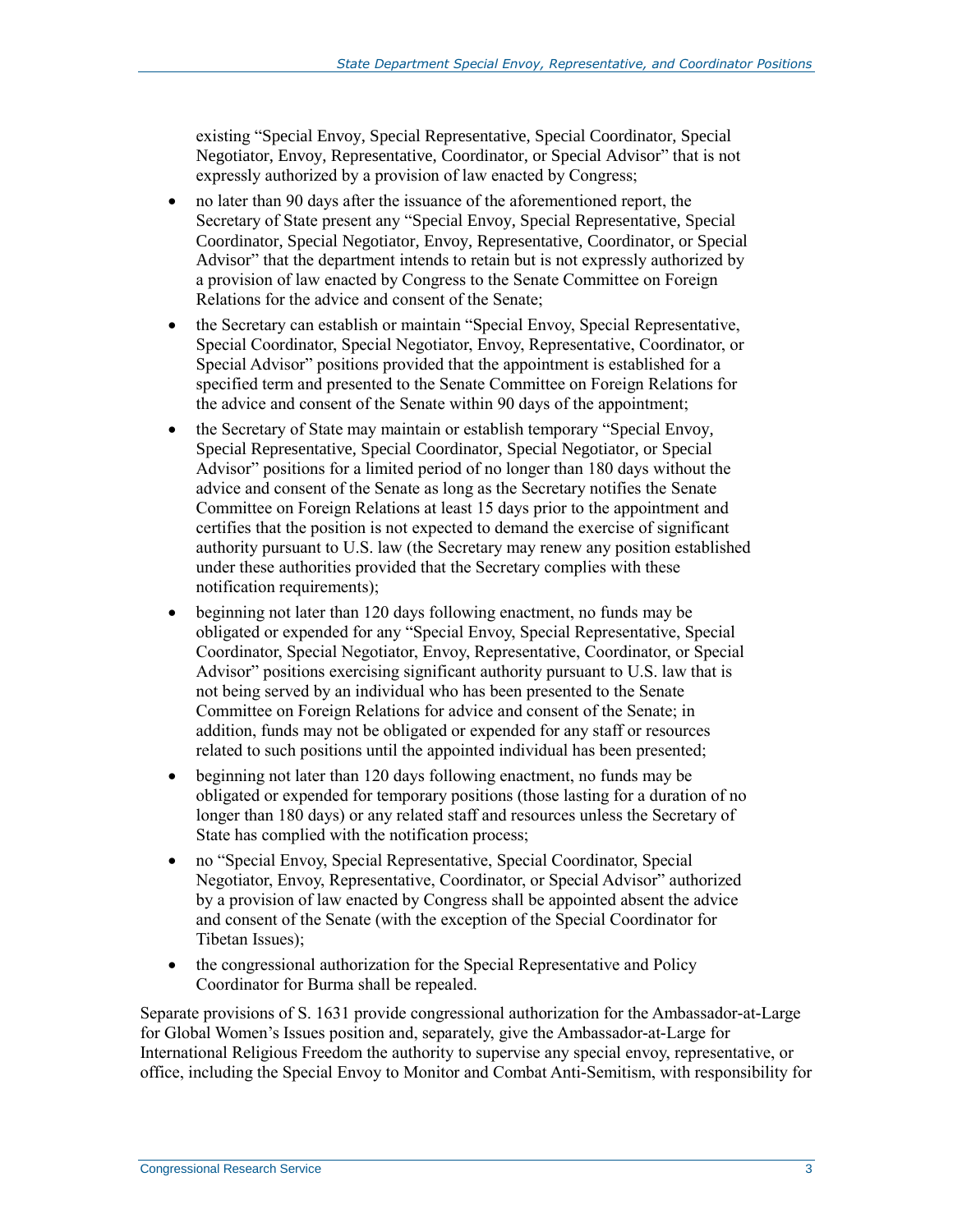existing "Special Envoy, Special Representative, Special Coordinator, Special Negotiator, Envoy, Representative, Coordinator, or Special Advisor" that is not expressly authorized by a provision of law enacted by Congress;

- no later than 90 days after the issuance of the aforementioned report, the Secretary of State present any "Special Envoy, Special Representative, Special Coordinator, Special Negotiator, Envoy, Representative, Coordinator, or Special Advisor" that the department intends to retain but is not expressly authorized by a provision of law enacted by Congress to the Senate Committee on Foreign Relations for the advice and consent of the Senate;
- the Secretary can establish or maintain "Special Envoy, Special Representative, Special Coordinator, Special Negotiator, Envoy, Representative, Coordinator, or Special Advisor" positions provided that the appointment is established for a specified term and presented to the Senate Committee on Foreign Relations for the advice and consent of the Senate within 90 days of the appointment;
- the Secretary of State may maintain or establish temporary "Special Envoy, Special Representative, Special Coordinator, Special Negotiator, or Special Advisor" positions for a limited period of no longer than 180 days without the advice and consent of the Senate as long as the Secretary notifies the Senate Committee on Foreign Relations at least 15 days prior to the appointment and certifies that the position is not expected to demand the exercise of significant authority pursuant to U.S. law (the Secretary may renew any position established under these authorities provided that the Secretary complies with these notification requirements);
- beginning not later than 120 days following enactment, no funds may be obligated or expended for any "Special Envoy, Special Representative, Special Coordinator, Special Negotiator, Envoy, Representative, Coordinator, or Special Advisor" positions exercising significant authority pursuant to U.S. law that is not being served by an individual who has been presented to the Senate Committee on Foreign Relations for advice and consent of the Senate; in addition, funds may not be obligated or expended for any staff or resources related to such positions until the appointed individual has been presented;
- beginning not later than 120 days following enactment, no funds may be obligated or expended for temporary positions (those lasting for a duration of no longer than 180 days) or any related staff and resources unless the Secretary of State has complied with the notification process;
- no "Special Envoy, Special Representative, Special Coordinator, Special Negotiator, Envoy, Representative, Coordinator, or Special Advisor" authorized by a provision of law enacted by Congress shall be appointed absent the advice and consent of the Senate (with the exception of the Special Coordinator for Tibetan Issues);
- the congressional authorization for the Special Representative and Policy Coordinator for Burma shall be repealed.

Separate provisions of S. 1631 provide congressional authorization for the Ambassador-at-Large for Global Women's Issues position and, separately, give the Ambassador-at-Large for International Religious Freedom the authority to supervise any special envoy, representative, or office, including the Special Envoy to Monitor and Combat Anti-Semitism, with responsibility for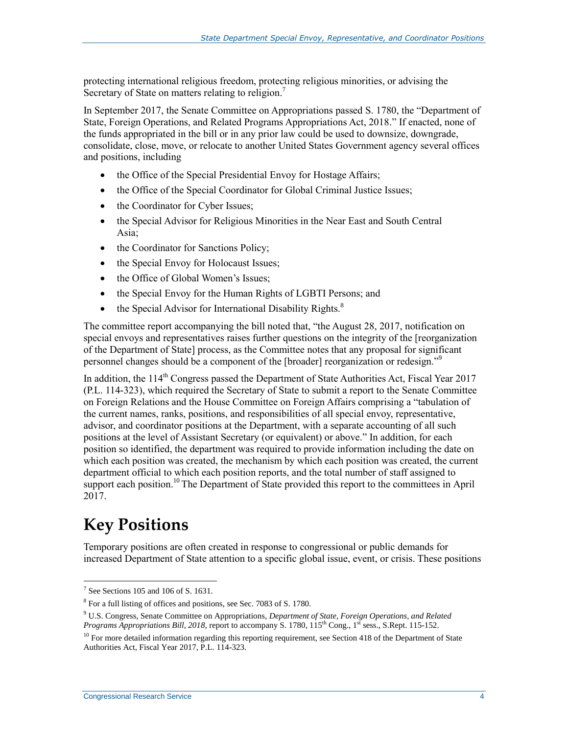protecting international religious freedom, protecting religious minorities, or advising the Secretary of State on matters relating to religion.[7]

In September 2017, the Senate Committee on Appropriations passed S. 1780, the "Department of State, Foreign Operations, and Related Programs Appropriations Act, 2018." If enacted, none of the funds appropriated in the bill or in any prior law could be used to downsize, downgrade, consolidate, close, move, or relocate to another United States Government agency several offices and positions, including

- the Office of the Special Presidential Envoy for Hostage Affairs;
- the Office of the Special Coordinator for Global Criminal Justice Issues;
- the Coordinator for Cyber Issues;
- the Special Advisor for Religious Minorities in the Near East and South Central Asia;
- the Coordinator for Sanctions Policy;
- the Special Envoy for Holocaust Issues;
- the Office of Global Women's Issues;
- the Special Envoy for the Human Rights of LGBTI Persons; and
- the Special Advisor for International Disability Rights.[8]

The committee report accompanying the bill noted that, "the August 28, 2017, notification on special envoys and representatives raises further questions on the integrity of the [reorganization of the Department of State] process, as the Committee notes that any proposal for significant personnel changes should be a component of the [broader] reorganization or redesign."[9]

In addition, the 114th Congress passed the Department of State Authorities Act, Fiscal Year 2017 (P.L. 114-323), which required the Secretary of State to submit a report to the Senate Committee on Foreign Relations and the House Committee on Foreign Affairs comprising a "tabulation of the current names, ranks, positions, and responsibilities of all special envoy, representative, advisor, and coordinator positions at the Department, with a separate accounting of all such positions at the level of Assistant Secretary (or equivalent) or above." In addition, for each position so identified, the department was required to provide information including the date on which each position was created, the mechanism by which each position was created, the current department official to which each position reports, and the total number of staff assigned to support each position.[10] The Department of State provided this report to the committees in April 2017.

# Key Positions

Temporary positions are often created in response to congressional or public demands for increased Department of State attention to a specific global issue, event, or crisis. These positions

---

[7] See Sections 105 and 106 of S. 1631.

[8] For a full listing of offices and positions, see Sec. 7083 of S. 1780.

[9] U.S. Congress, Senate Committee on Appropriations, *Department of State, Foreign Operations, and Related Programs Appropriations Bill, 2018*, report to accompany S. 1780, 115th Cong., 1st sess., S.Rept. 115-152.

[10] For more detailed information regarding this reporting requirement, see Section 418 of the Department of State Authorities Act, Fiscal Year 2017, P.L. 114-323.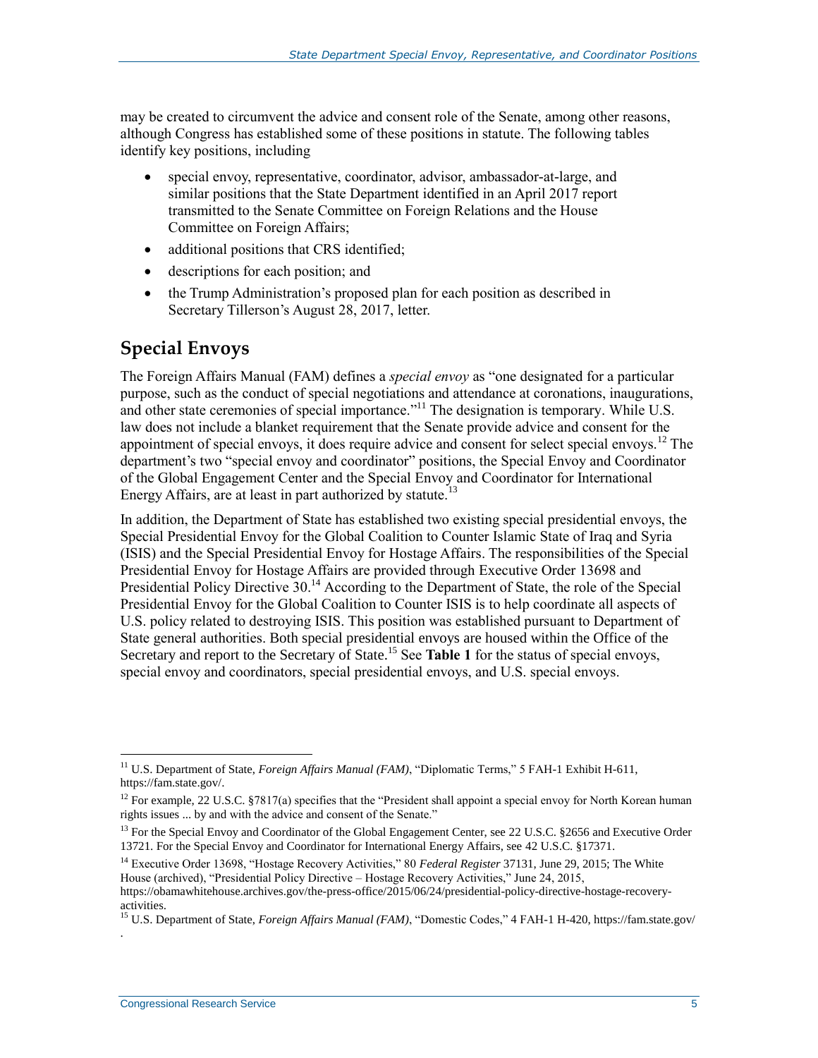may be created to circumvent the advice and consent role of the Senate, among other reasons, although Congress has established some of these positions in statute. The following tables identify key positions, including

- special envoy, representative, coordinator, advisor, ambassador-at-large, and similar positions that the State Department identified in an April 2017 report transmitted to the Senate Committee on Foreign Relations and the House Committee on Foreign Affairs;
- additional positions that CRS identified;
- descriptions for each position; and
- the Trump Administration's proposed plan for each position as described in Secretary Tillerson's August 28, 2017, letter.

## Special Envoys

The Foreign Affairs Manual (FAM) defines a *special envoy* as "one designated for a particular purpose, such as the conduct of special negotiations and attendance at coronations, inaugurations, and other state ceremonies of special importance."[11] The designation is temporary. While U.S. law does not include a blanket requirement that the Senate provide advice and consent for the appointment of special envoys, it does require advice and consent for select special envoys.[12] The department's two "special envoy and coordinator" positions, the Special Envoy and Coordinator of the Global Engagement Center and the Special Envoy and Coordinator for International Energy Affairs, are at least in part authorized by statute.[13]

In addition, the Department of State has established two existing special presidential envoys, the Special Presidential Envoy for the Global Coalition to Counter Islamic State of Iraq and Syria (ISIS) and the Special Presidential Envoy for Hostage Affairs. The responsibilities of the Special Presidential Envoy for Hostage Affairs are provided through Executive Order 13698 and Presidential Policy Directive 30.[14] According to the Department of State, the role of the Special Presidential Envoy for the Global Coalition to Counter ISIS is to help coordinate all aspects of U.S. policy related to destroying ISIS. This position was established pursuant to Department of State general authorities. Both special presidential envoys are housed within the Office of the Secretary and report to the Secretary of State.[15] See **Table 1** for the status of special envoys, special envoy and coordinators, special presidential envoys, and U.S. special envoys.

---

[11] U.S. Department of State, *Foreign Affairs Manual (FAM)*, "Diplomatic Terms," 5 FAH-1 Exhibit H-611, https://fam.state.gov/.

[12] For example, 22 U.S.C. §7817(a) specifies that the "President shall appoint a special envoy for North Korean human rights issues ... by and with the advice and consent of the Senate."

[13] For the Special Envoy and Coordinator of the Global Engagement Center, see 22 U.S.C. §2656 and Executive Order 13721. For the Special Envoy and Coordinator for International Energy Affairs, see 42 U.S.C. §17371.

[14] Executive Order 13698, "Hostage Recovery Activities," 80 *Federal Register* 37131, June 29, 2015; The White House (archived), "Presidential Policy Directive – Hostage Recovery Activities," June 24, 2015, https://obamawhitehouse.archives.gov/the-press-office/2015/06/24/presidential-policy-directive-hostage-recovery-activities.

[15] U.S. Department of State, *Foreign Affairs Manual (FAM)*, "Domestic Codes," 4 FAH-1 H-420, https://fam.state.gov/.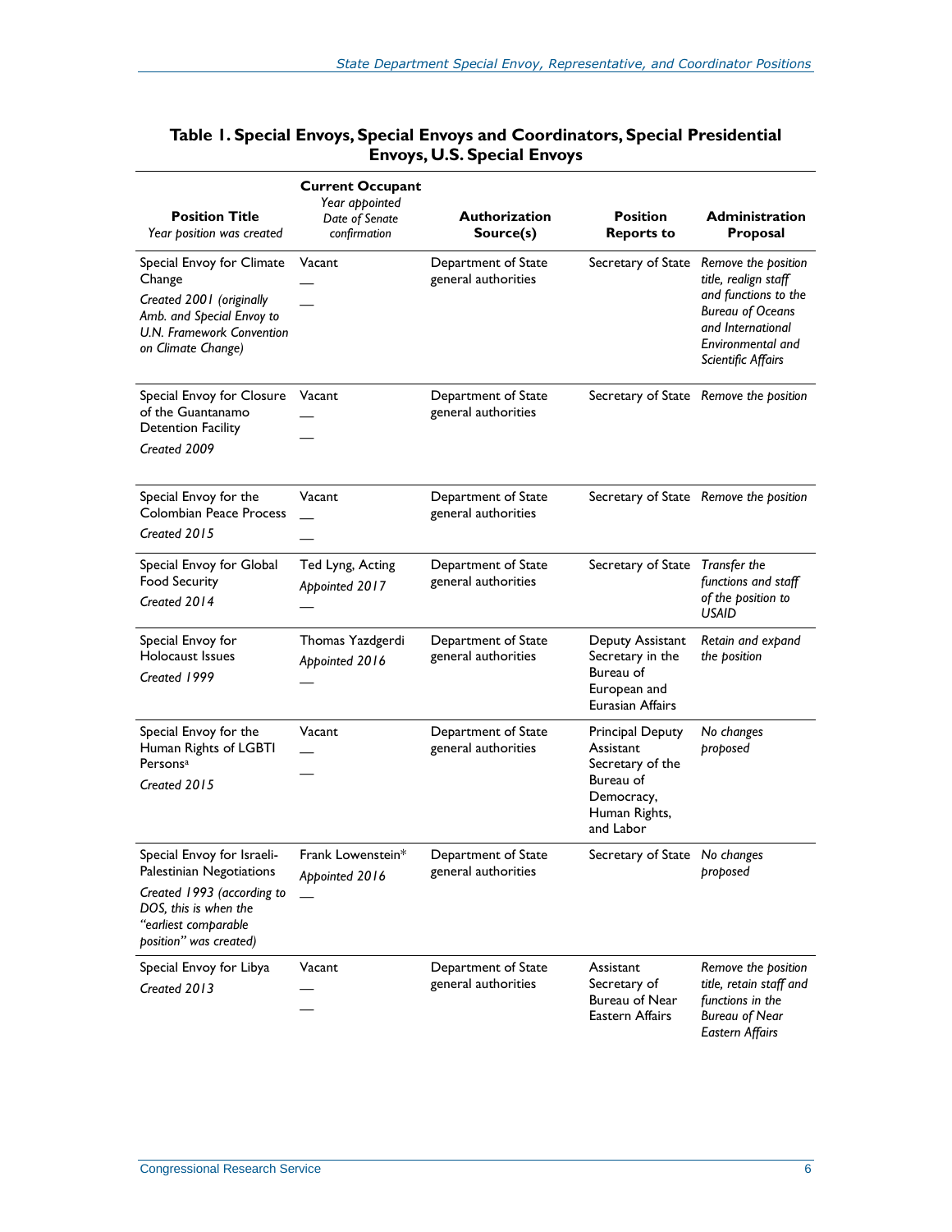**Table 1. Special Envoys, Special Envoys and Coordinators, Special Presidential Envoys, U.S. Special Envoys**

| **Position Title** *Year position was created* | **Current Occupant** *Year appointed* *Date of Senate confirmation* | **Authorization Source(s)** | **Position Reports to** | **Administration Proposal** |
|---|---|---|---|---|
| Special Envoy for Climate Change *Created 2001 (originally Amb. and Special Envoy to U.N. Framework Convention on Climate Change)* | Vacant — — | Department of State general authorities | Secretary of State | *Remove the position title, realign staff and functions to the Bureau of Oceans and International Environmental and Scientific Affairs* |
| Special Envoy for Closure of the Guantanamo Detention Facility *Created 2009* | Vacant — — | Department of State general authorities | Secretary of State | *Remove the position* |
| Special Envoy for the Colombian Peace Process *Created 2015* | Vacant — — | Department of State general authorities | Secretary of State | *Remove the position* |
| Special Envoy for Global Food Security *Created 2014* | Ted Lyng, Acting *Appointed 2017* — | Department of State general authorities | Secretary of State | *Transfer the functions and staff of the position to USAID* |
| Special Envoy for Holocaust Issues *Created 1999* | Thomas Yazdgerdi *Appointed 2016* — | Department of State general authorities | Deputy Assistant Secretary in the Bureau of European and Eurasian Affairs | *Retain and expand the position* |
| Special Envoy for the Human Rights of LGBTI Persons[a] *Created 2015* | Vacant — — | Department of State general authorities | Principal Deputy Assistant Secretary of the Bureau of Democracy, Human Rights, and Labor | *No changes proposed* |
| Special Envoy for Israeli-Palestinian Negotiations *Created 1993 (according to DOS, this is when the "earliest comparable position" was created)* | Frank Lowenstein* *Appointed 2016* — | Department of State general authorities | Secretary of State | *No changes proposed* |
| Special Envoy for Libya *Created 2013* | Vacant — — | Department of State general authorities | Assistant Secretary of Bureau of Near Eastern Affairs | *Remove the position title, retain staff and functions in the Bureau of Near Eastern Affairs* |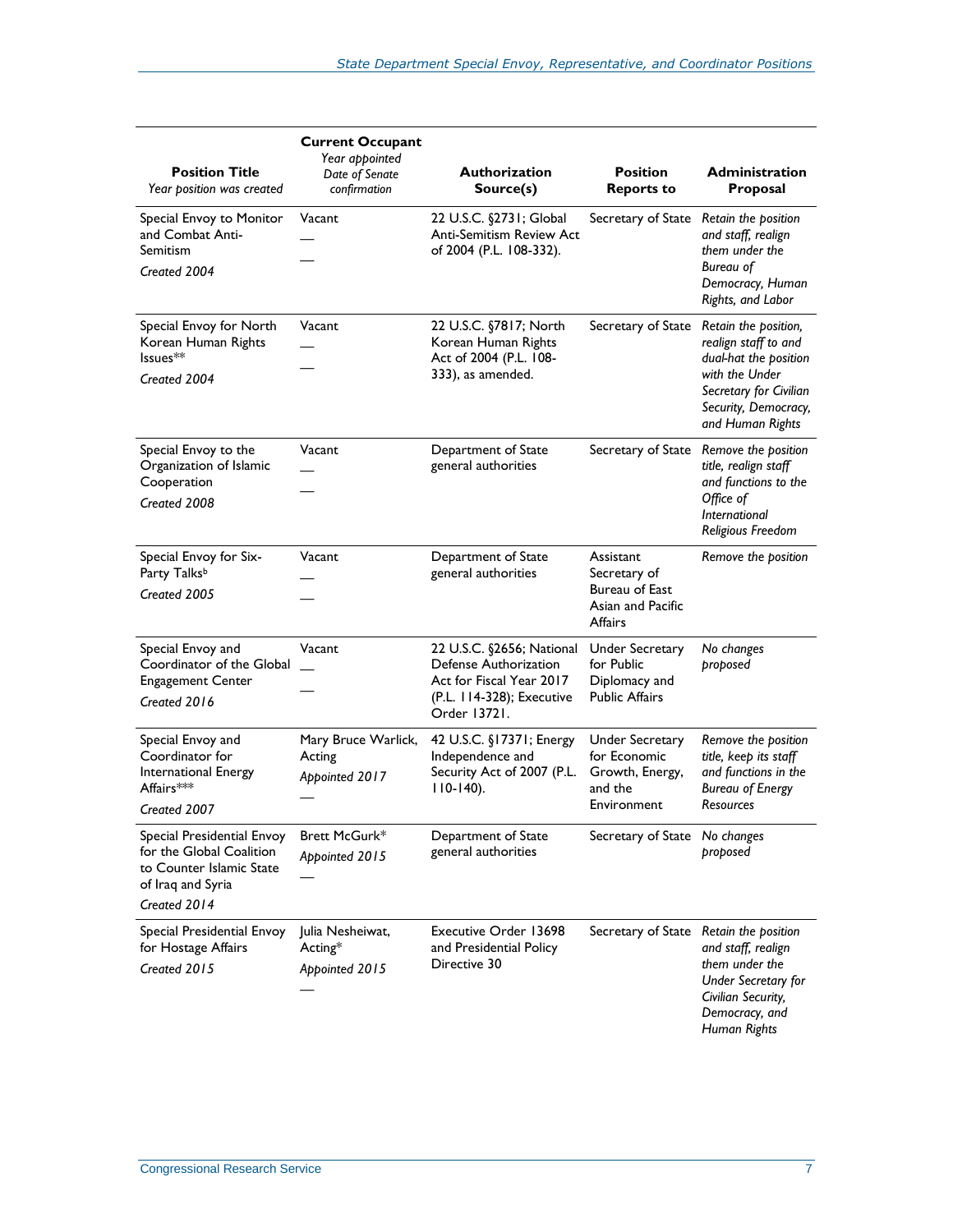| **Position Title** *Year position was created* | **Current Occupant** *Year appointed* *Date of Senate confirmation* | **Authorization Source(s)** | **Position Reports to** | **Administration Proposal** |
|---|---|---|---|---|
| Special Envoy to Monitor and Combat Anti-Semitism *Created 2004* | Vacant — — | 22 U.S.C. §2731; Global Anti-Semitism Review Act of 2004 (P.L. 108-332). | Secretary of State | *Retain the position and staff, realign them under the Bureau of Democracy, Human Rights, and Labor* |
| Special Envoy for North Korean Human Rights Issues** *Created 2004* | Vacant — — | 22 U.S.C. §7817; North Korean Human Rights Act of 2004 (P.L. 108-333), as amended. | Secretary of State | *Retain the position, realign staff to and dual-hat the position with the Under Secretary for Civilian Security, Democracy, and Human Rights* |
| Special Envoy to the Organization of Islamic Cooperation *Created 2008* | Vacant — — | Department of State general authorities | Secretary of State | *Remove the position title, realign staff and functions to the Office of International Religious Freedom* |
| Special Envoy for Six-Party Talks[b] *Created 2005* | Vacant — — | Department of State general authorities | Assistant Secretary of Bureau of East Asian and Pacific Affairs | *Remove the position* |
| Special Envoy and Coordinator of the Global Engagement Center *Created 2016* | Vacant — — | 22 U.S.C. §2656; National Defense Authorization Act for Fiscal Year 2017 (P.L. 114-328); Executive Order 13721. | Under Secretary for Public Diplomacy and Public Affairs | *No changes proposed* |
| Special Envoy and Coordinator for International Energy Affairs*** *Created 2007* | Mary Bruce Warlick, Acting *Appointed 2017* — | 42 U.S.C. §17371; Energy Independence and Security Act of 2007 (P.L. 110-140). | Under Secretary for Economic Growth, Energy, and the Environment | *Remove the position title, keep its staff and functions in the Bureau of Energy Resources* |
| Special Presidential Envoy for the Global Coalition to Counter Islamic State of Iraq and Syria *Created 2014* | Brett McGurk* *Appointed 2015* — | Department of State general authorities | Secretary of State | *No changes proposed* |
| Special Presidential Envoy for Hostage Affairs *Created 2015* | Julia Nesheiwat, Acting* *Appointed 2015* — | Executive Order 13698 and Presidential Policy Directive 30 | Secretary of State | *Retain the position and staff, realign them under the Under Secretary for Civilian Security, Democracy, and Human Rights* |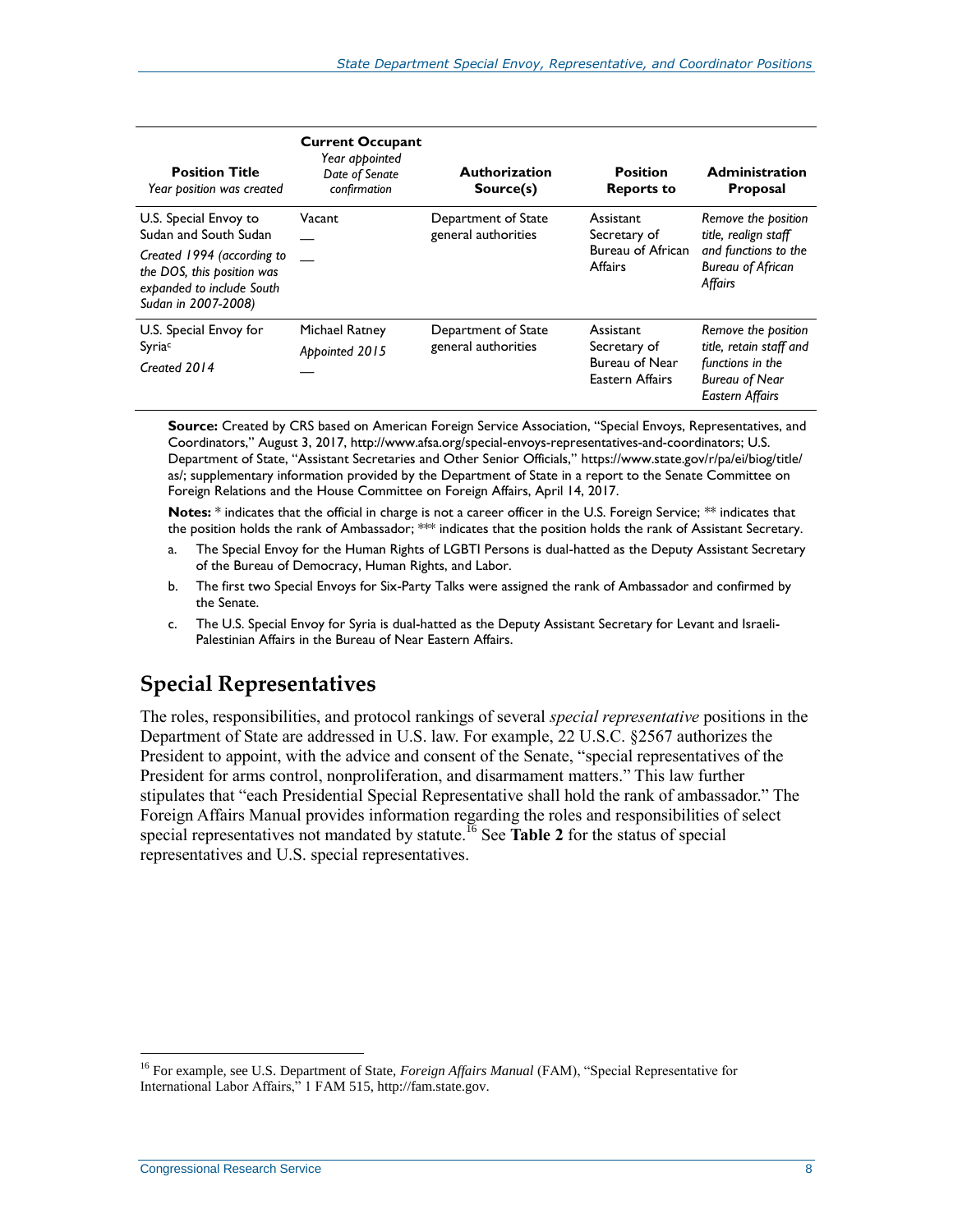| **Position Title** *Year position was created* | **Current Occupant** *Year appointed* *Date of Senate confirmation* | **Authorization Source(s)** | **Position Reports to** | **Administration Proposal** |
|---|---|---|---|---|
| U.S. Special Envoy to Sudan and South Sudan *Created 1994 (according to the DOS, this position was expanded to include South Sudan in 2007-2008)* | Vacant — — | Department of State general authorities | Assistant Secretary of Bureau of African Affairs | *Remove the position title, realign staff and functions to the Bureau of African Affairs* |
| U.S. Special Envoy for Syria[c] *Created 2014* | Michael Ratney *Appointed 2015* — | Department of State general authorities | Assistant Secretary of Bureau of Near Eastern Affairs | *Remove the position title, retain staff and functions in the Bureau of Near Eastern Affairs* |

**Source:** Created by CRS based on American Foreign Service Association, "Special Envoys, Representatives, and Coordinators," August 3, 2017, http://www.afsa.org/special-envoys-representatives-and-coordinators; U.S. Department of State, "Assistant Secretaries and Other Senior Officials," https://www.state.gov/r/pa/ei/biog/title/as/; supplementary information provided by the Department of State in a report to the Senate Committee on Foreign Relations and the House Committee on Foreign Affairs, April 14, 2017.

**Notes:** * indicates that the official in charge is not a career officer in the U.S. Foreign Service; ** indicates that the position holds the rank of Ambassador; *** indicates that the position holds the rank of Assistant Secretary.

a. The Special Envoy for the Human Rights of LGBTI Persons is dual-hatted as the Deputy Assistant Secretary of the Bureau of Democracy, Human Rights, and Labor.

b. The first two Special Envoys for Six-Party Talks were assigned the rank of Ambassador and confirmed by the Senate.

c. The U.S. Special Envoy for Syria is dual-hatted as the Deputy Assistant Secretary for Levant and Israeli-Palestinian Affairs in the Bureau of Near Eastern Affairs.

## Special Representatives

The roles, responsibilities, and protocol rankings of several *special representative* positions in the Department of State are addressed in U.S. law. For example, 22 U.S.C. §2567 authorizes the President to appoint, with the advice and consent of the Senate, "special representatives of the President for arms control, nonproliferation, and disarmament matters." This law further stipulates that "each Presidential Special Representative shall hold the rank of ambassador." The Foreign Affairs Manual provides information regarding the roles and responsibilities of select special representatives not mandated by statute.[16] See **Table 2** for the status of special representatives and U.S. special representatives.

[16] For example, see U.S. Department of State, *Foreign Affairs Manual* (FAM), "Special Representative for International Labor Affairs," 1 FAM 515, http://fam.state.gov.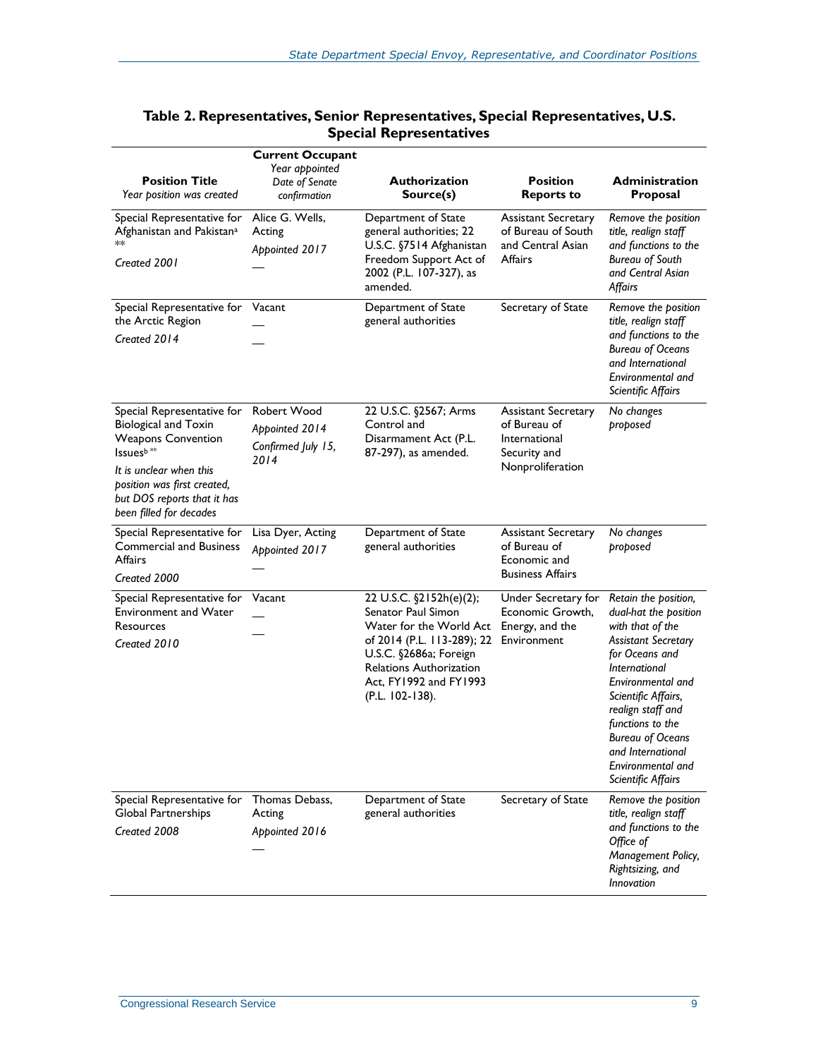**Table 2. Representatives, Senior Representatives, Special Representatives, U.S. Special Representatives**

| **Position Title** *Year position was created* | **Current Occupant** *Year appointed* *Date of Senate confirmation* | **Authorization Source(s)** | **Position Reports to** | **Administration Proposal** |
|---|---|---|---|---|
| Special Representative for Afghanistan and Pakistan[a] ** *Created 2001* | Alice G. Wells, Acting *Appointed 2017* — | Department of State general authorities; 22 U.S.C. §7514 Afghanistan Freedom Support Act of 2002 (P.L. 107-327), as amended. | Assistant Secretary of Bureau of South and Central Asian Affairs | *Remove the position title, realign staff and functions to the Bureau of South and Central Asian Affairs* |
| Special Representative for the Arctic Region *Created 2014* | Vacant — — | Department of State general authorities | Secretary of State | *Remove the position title, realign staff and functions to the Bureau of Oceans and International Environmental and Scientific Affairs* |
| Special Representative for Biological and Toxin Weapons Convention Issues[b] ** *It is unclear when this position was first created, but DOS reports that it has been filled for decades* | Robert Wood *Appointed 2014* *Confirmed July 15, 2014* | 22 U.S.C. §2567; Arms Control and Disarmament Act (P.L. 87-297), as amended. | Assistant Secretary of Bureau of International Security and Nonproliferation | *No changes proposed* |
| Special Representative for Commercial and Business Affairs *Created 2000* | Lisa Dyer, Acting *Appointed 2017* — | Department of State general authorities | Assistant Secretary of Bureau of Economic and Business Affairs | *No changes proposed* |
| Special Representative for Environment and Water Resources *Created 2010* | Vacant — — | 22 U.S.C. §2152h(e)(2); Senator Paul Simon Water for the World Act of 2014 (P.L. 113-289); 22 U.S.C. §2686a; Foreign Relations Authorization Act, FY1992 and FY1993 (P.L. 102-138). | Under Secretary for Economic Growth, Energy, and the Environment | *Retain the position, dual-hat the position with that of the Assistant Secretary for Oceans and International Environmental and Scientific Affairs, realign staff and functions to the Bureau of Oceans and International Environmental and Scientific Affairs* |
| Special Representative for Global Partnerships *Created 2008* | Thomas Debass, Acting *Appointed 2016* — | Department of State general authorities | Secretary of State | *Remove the position title, realign staff and functions to the Office of Management Policy, Rightsizing, and Innovation* |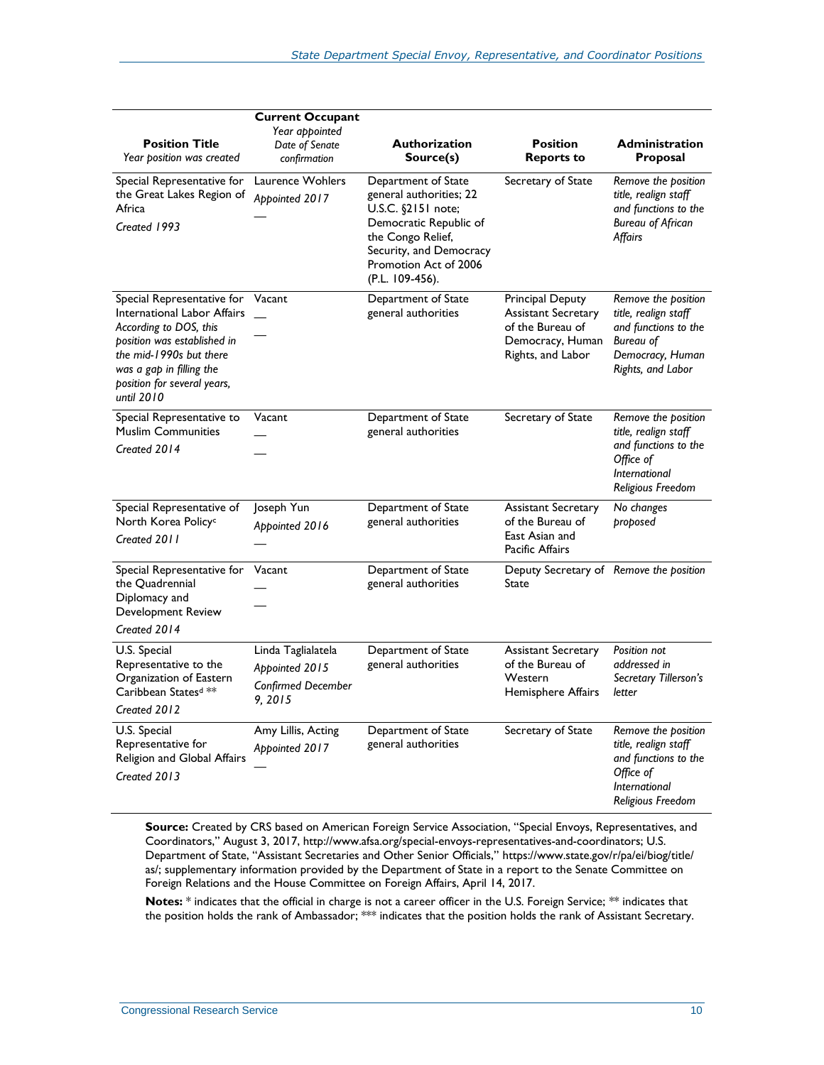| **Position Title** *Year position was created* | **Current Occupant** *Year appointed* *Date of Senate confirmation* | **Authorization Source(s)** | **Position Reports to** | **Administration Proposal** |
| --- | --- | --- | --- | --- |
| Special Representative for the Great Lakes Region of Africa *Created 1993* | Laurence Wohlers *Appointed 2017* — | Department of State general authorities; 22 U.S.C. §2151 note; Democratic Republic of the Congo Relief, Security, and Democracy Promotion Act of 2006 (P.L. 109-456). | Secretary of State | *Remove the position title, realign staff and functions to the Bureau of African Affairs* |
| Special Representative for International Labor Affairs *According to DOS, this position was established in the mid-1990s but there was a gap in filling the position for several years, until 2010* | Vacant — — | Department of State general authorities | Principal Deputy Assistant Secretary of the Bureau of Democracy, Human Rights, and Labor | *Remove the position title, realign staff and functions to the Bureau of Democracy, Human Rights, and Labor* |
| Special Representative to Muslim Communities *Created 2014* | Vacant — — | Department of State general authorities | Secretary of State | *Remove the position title, realign staff and functions to the Office of International Religious Freedom* |
| Special Representative of North Korea Policy[c] *Created 2011* | Joseph Yun *Appointed 2016* — | Department of State general authorities | Assistant Secretary of the Bureau of East Asian and Pacific Affairs | *No changes proposed* |
| Special Representative for the Quadrennial Diplomacy and Development Review *Created 2014* | Vacant — — | Department of State general authorities | Deputy Secretary of State | *Remove the position* |
| U.S. Special Representative to the Organization of Eastern Caribbean States[d] ** *Created 2012* | Linda Taglialatela *Appointed 2015* *Confirmed December 9, 2015* | Department of State general authorities | Assistant Secretary of the Bureau of Western Hemisphere Affairs | *Position not addressed in Secretary Tillerson's letter* |
| U.S. Special Representative for Religion and Global Affairs *Created 2013* | Amy Lillis, Acting *Appointed 2017* — | Department of State general authorities | Secretary of State | *Remove the position title, realign staff and functions to the Office of International Religious Freedom* |

**Source:** Created by CRS based on American Foreign Service Association, "Special Envoys, Representatives, and Coordinators," August 3, 2017, http://www.afsa.org/special-envoys-representatives-and-coordinators; U.S. Department of State, "Assistant Secretaries and Other Senior Officials," https://www.state.gov/r/pa/ei/biog/title/as/; supplementary information provided by the Department of State in a report to the Senate Committee on Foreign Relations and the House Committee on Foreign Affairs, April 14, 2017.

**Notes:** * indicates that the official in charge is not a career officer in the U.S. Foreign Service; ** indicates that the position holds the rank of Ambassador; *** indicates that the position holds the rank of Assistant Secretary.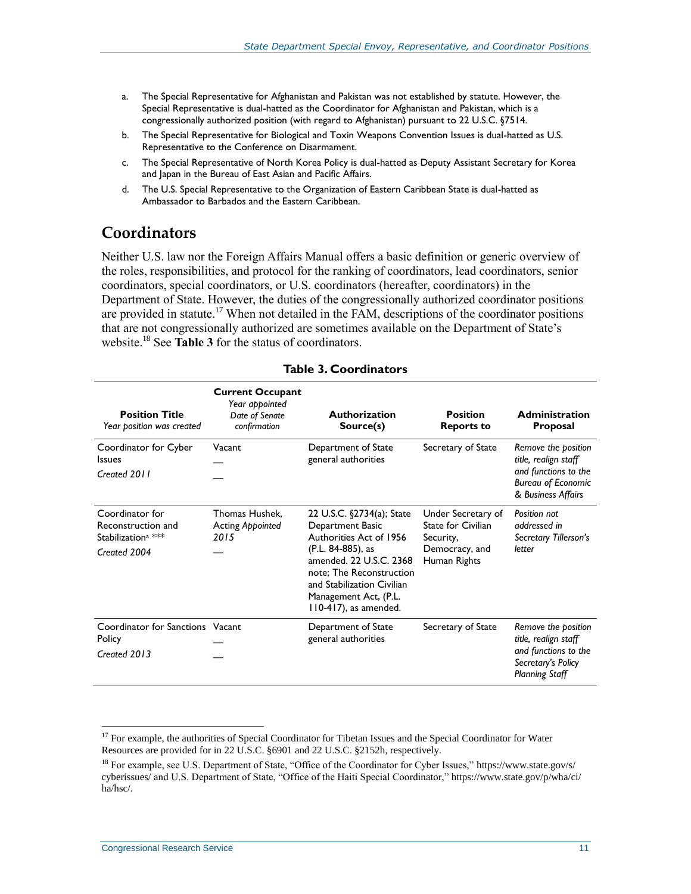a. The Special Representative for Afghanistan and Pakistan was not established by statute. However, the Special Representative is dual-hatted as the Coordinator for Afghanistan and Pakistan, which is a congressionally authorized position (with regard to Afghanistan) pursuant to 22 U.S.C. §7514.

b. The Special Representative for Biological and Toxin Weapons Convention Issues is dual-hatted as U.S. Representative to the Conference on Disarmament.

c. The Special Representative of North Korea Policy is dual-hatted as Deputy Assistant Secretary for Korea and Japan in the Bureau of East Asian and Pacific Affairs.

d. The U.S. Special Representative to the Organization of Eastern Caribbean State is dual-hatted as Ambassador to Barbados and the Eastern Caribbean.

## Coordinators

Neither U.S. law nor the Foreign Affairs Manual offers a basic definition or generic overview of the roles, responsibilities, and protocol for the ranking of coordinators, lead coordinators, senior coordinators, special coordinators, or U.S. coordinators (hereafter, coordinators) in the Department of State. However, the duties of the congressionally authorized coordinator positions are provided in statute.[17] When not detailed in the FAM, descriptions of the coordinator positions that are not congressionally authorized are sometimes available on the Department of State's website.[18] See **Table 3** for the status of coordinators.

**Table 3. Coordinators**

| **Position Title** *Year position was created* | **Current Occupant** *Year appointed* *Date of Senate confirmation* | **Authorization Source(s)** | **Position Reports to** | **Administration Proposal** |
|---|---|---|---|---|
| Coordinator for Cyber Issues *Created 2011* | Vacant — — | Department of State general authorities | Secretary of State | *Remove the position title, realign staff and functions to the Bureau of Economic & Business Affairs* |
| Coordinator for Reconstruction and Stabilization[a] *** *Created 2004* | Thomas Hushek, Acting *Appointed 2015* — | 22 U.S.C. §2734(a); State Department Basic Authorities Act of 1956 (P.L. 84-885), as amended. 22 U.S.C. 2368 note; The Reconstruction and Stabilization Civilian Management Act, (P.L. 110-417), as amended. | Under Secretary of State for Civilian Security, Democracy, and Human Rights | *Position not addressed in Secretary Tillerson's letter* |
| Coordinator for Sanctions Policy *Created 2013* | Vacant — — | Department of State general authorities | Secretary of State | *Remove the position title, realign staff and functions to the Secretary's Policy Planning Staff* |

[17] For example, the authorities of Special Coordinator for Tibetan Issues and the Special Coordinator for Water Resources are provided for in 22 U.S.C. §6901 and 22 U.S.C. §2152h, respectively.

[18] For example, see U.S. Department of State, "Office of the Coordinator for Cyber Issues," https://www.state.gov/s/cyberissues/ and U.S. Department of State, "Office of the Haiti Special Coordinator," https://www.state.gov/p/wha/ci/ha/hsc/.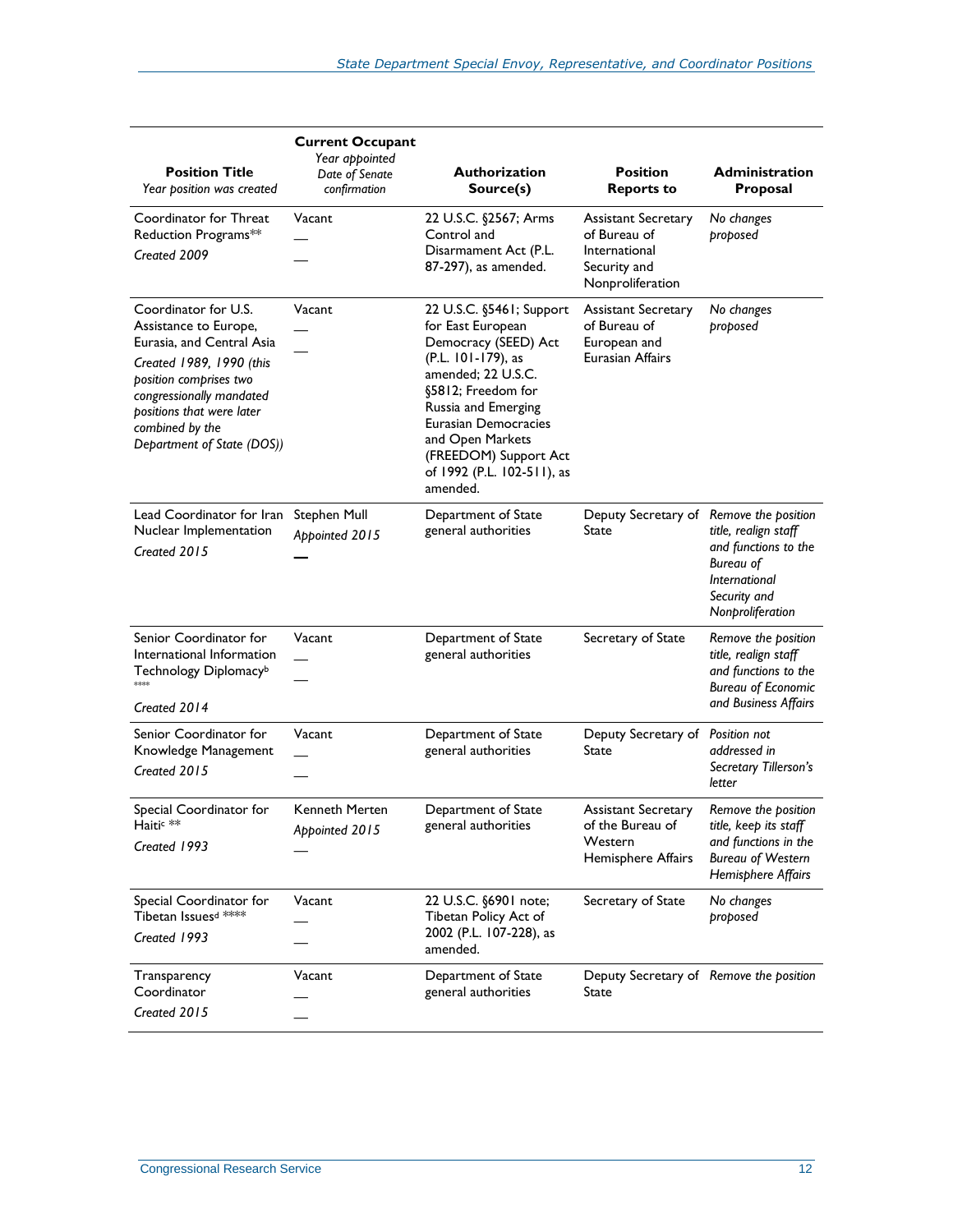| **Position Title** *Year position was created* | **Current Occupant** *Year appointed* *Date of Senate confirmation* | **Authorization Source(s)** | **Position Reports to** | **Administration Proposal** |
|---|---|---|---|---|
| Coordinator for Threat Reduction Programs** *Created 2009* | Vacant — — | 22 U.S.C. §2567; Arms Control and Disarmament Act (P.L. 87-297), as amended. | Assistant Secretary of Bureau of International Security and Nonproliferation | *No changes proposed* |
| Coordinator for U.S. Assistance to Europe, Eurasia, and Central Asia *Created 1989, 1990 (this position comprises two congressionally mandated positions that were later combined by the Department of State (DOS))* | Vacant — — | 22 U.S.C. §5461; Support for East European Democracy (SEED) Act (P.L. 101-179), as amended; 22 U.S.C. §5812; Freedom for Russia and Emerging Eurasian Democracies and Open Markets (FREEDOM) Support Act of 1992 (P.L. 102-511), as amended. | Assistant Secretary of Bureau of European and Eurasian Affairs | *No changes proposed* |
| Lead Coordinator for Iran Nuclear Implementation *Created 2015* | Stephen Mull *Appointed 2015* — | Department of State general authorities | Deputy Secretary of State | *Remove the position title, realign staff and functions to the Bureau of International Security and Nonproliferation* |
| Senior Coordinator for International Information Technology Diplomacy[b] **** *Created 2014* | Vacant — — | Department of State general authorities | Secretary of State | *Remove the position title, realign staff and functions to the Bureau of Economic and Business Affairs* |
| Senior Coordinator for Knowledge Management *Created 2015* | Vacant — — | Department of State general authorities | Deputy Secretary of State | *Position not addressed in Secretary Tillerson's letter* |
| Special Coordinator for Haiti[c] ** *Created 1993* | Kenneth Merten *Appointed 2015* — | Department of State general authorities | Assistant Secretary of the Bureau of Western Hemisphere Affairs | *Remove the position title, keep its staff and functions in the Bureau of Western Hemisphere Affairs* |
| Special Coordinator for Tibetan Issues[d] **** *Created 1993* | Vacant — — | 22 U.S.C. §6901 note; Tibetan Policy Act of 2002 (P.L. 107-228), as amended. | Secretary of State | *No changes proposed* |
| Transparency Coordinator *Created 2015* | Vacant — — | Department of State general authorities | Deputy Secretary of State | *Remove the position* |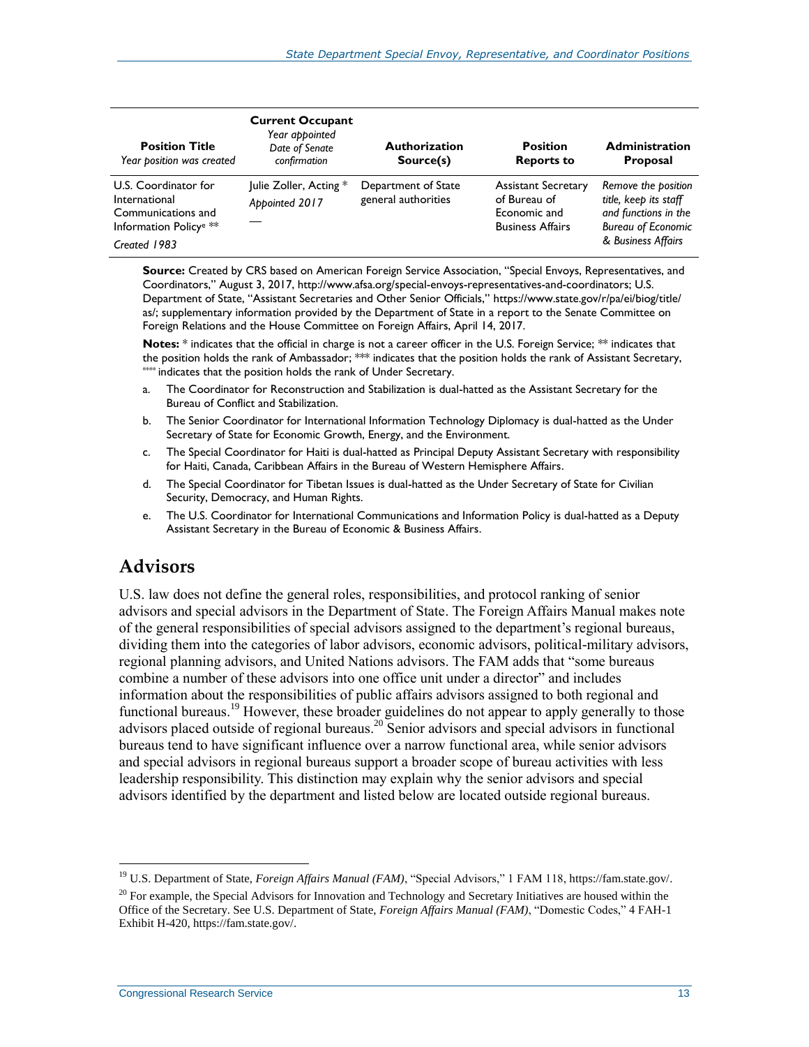| **Position Title** *Year position was created* | **Current Occupant** *Year appointed Date of Senate confirmation* | **Authorization Source(s)** | **Position Reports to** | **Administration Proposal** |
|---|---|---|---|---|
| U.S. Coordinator for International Communications and Information Policy[e] ** *Created 1983* | Julie Zoller, Acting * *Appointed 2017* — | Department of State general authorities | Assistant Secretary of Bureau of Economic and Business Affairs | *Remove the position title, keep its staff and functions in the Bureau of Economic & Business Affairs* |

**Source:** Created by CRS based on American Foreign Service Association, "Special Envoys, Representatives, and Coordinators," August 3, 2017, http://www.afsa.org/special-envoys-representatives-and-coordinators; U.S. Department of State, "Assistant Secretaries and Other Senior Officials," https://www.state.gov/r/pa/ei/biog/title/as/; supplementary information provided by the Department of State in a report to the Senate Committee on Foreign Relations and the House Committee on Foreign Affairs, April 14, 2017.

**Notes:** * indicates that the official in charge is not a career officer in the U.S. Foreign Service; ** indicates that the position holds the rank of Ambassador; *** indicates that the position holds the rank of Assistant Secretary, **** indicates that the position holds the rank of Under Secretary.

a. The Coordinator for Reconstruction and Stabilization is dual-hatted as the Assistant Secretary for the Bureau of Conflict and Stabilization.

b. The Senior Coordinator for International Information Technology Diplomacy is dual-hatted as the Under Secretary of State for Economic Growth, Energy, and the Environment.

c. The Special Coordinator for Haiti is dual-hatted as Principal Deputy Assistant Secretary with responsibility for Haiti, Canada, Caribbean Affairs in the Bureau of Western Hemisphere Affairs.

d. The Special Coordinator for Tibetan Issues is dual-hatted as the Under Secretary of State for Civilian Security, Democracy, and Human Rights.

e. The U.S. Coordinator for International Communications and Information Policy is dual-hatted as a Deputy Assistant Secretary in the Bureau of Economic & Business Affairs.

## Advisors

U.S. law does not define the general roles, responsibilities, and protocol ranking of senior advisors and special advisors in the Department of State. The Foreign Affairs Manual makes note of the general responsibilities of special advisors assigned to the department's regional bureaus, dividing them into the categories of labor advisors, economic advisors, political-military advisors, regional planning advisors, and United Nations advisors. The FAM adds that "some bureaus combine a number of these advisors into one office unit under a director" and includes information about the responsibilities of public affairs advisors assigned to both regional and functional bureaus.[19] However, these broader guidelines do not appear to apply generally to those advisors placed outside of regional bureaus.[20] Senior advisors and special advisors in functional bureaus tend to have significant influence over a narrow functional area, while senior advisors and special advisors in regional bureaus support a broader scope of bureau activities with less leadership responsibility. This distinction may explain why the senior advisors and special advisors identified by the department and listed below are located outside regional bureaus.

[19] U.S. Department of State, *Foreign Affairs Manual (FAM)*, "Special Advisors," 1 FAM 118, https://fam.state.gov/.

[20] For example, the Special Advisors for Innovation and Technology and Secretary Initiatives are housed within the Office of the Secretary. See U.S. Department of State, *Foreign Affairs Manual (FAM)*, "Domestic Codes," 4 FAH-1 Exhibit H-420, https://fam.state.gov/.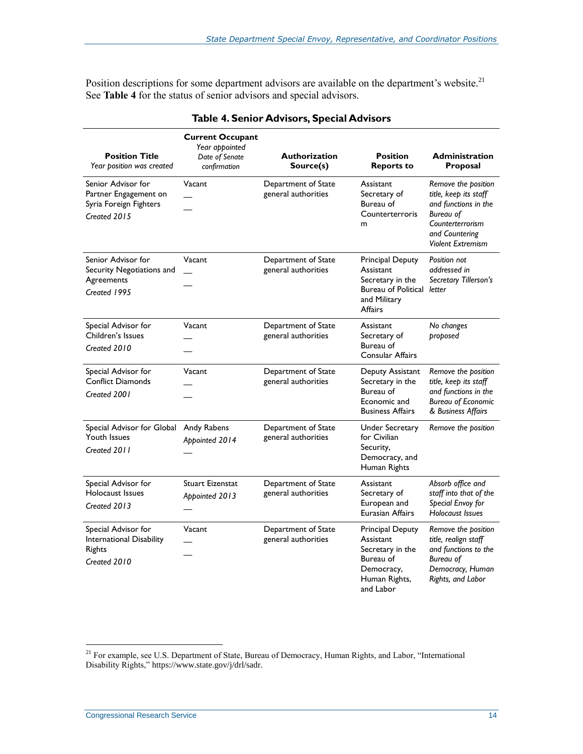Position descriptions for some department advisors are available on the department's website.[21] See **Table 4** for the status of senior advisors and special advisors.

**Table 4. Senior Advisors, Special Advisors**

| **Position Title** *Year position was created* | **Current Occupant** *Year appointed* *Date of Senate confirmation* | **Authorization Source(s)** | **Position Reports to** | **Administration Proposal** |
|---|---|---|---|---|
| Senior Advisor for Partner Engagement on Syria Foreign Fighters *Created 2015* | Vacant — — | Department of State general authorities | Assistant Secretary of Bureau of Counterterrorism | *Remove the position title, keep its staff and functions in the Bureau of Counterterrorism and Countering Violent Extremism* |
| Senior Advisor for Security Negotiations and Agreements *Created 1995* | Vacant — — | Department of State general authorities | Principal Deputy Assistant Secretary in the Bureau of Political and Military Affairs | *Position not addressed in Secretary Tillerson's letter* |
| Special Advisor for Children's Issues *Created 2010* | Vacant — — | Department of State general authorities | Assistant Secretary of Bureau of Consular Affairs | *No changes proposed* |
| Special Advisor for Conflict Diamonds *Created 2001* | Vacant — — | Department of State general authorities | Deputy Assistant Secretary in the Bureau of Economic and Business Affairs | *Remove the position title, keep its staff and functions in the Bureau of Economic & Business Affairs* |
| Special Advisor for Global Youth Issues *Created 2011* | Andy Rabens *Appointed 2014* — | Department of State general authorities | Under Secretary for Civilian Security, Democracy, and Human Rights | *Remove the position* |
| Special Advisor for Holocaust Issues *Created 2013* | Stuart Eizenstat *Appointed 2013* — | Department of State general authorities | Assistant Secretary of European and Eurasian Affairs | *Absorb office and staff into that of the Special Envoy for Holocaust Issues* |
| Special Advisor for International Disability Rights *Created 2010* | Vacant — — | Department of State general authorities | Principal Deputy Assistant Secretary in the Bureau of Democracy, Human Rights, and Labor | *Remove the position title, realign staff and functions to the Bureau of Democracy, Human Rights, and Labor* |

[21] For example, see U.S. Department of State, Bureau of Democracy, Human Rights, and Labor, "International Disability Rights," https://www.state.gov/j/drl/sadr.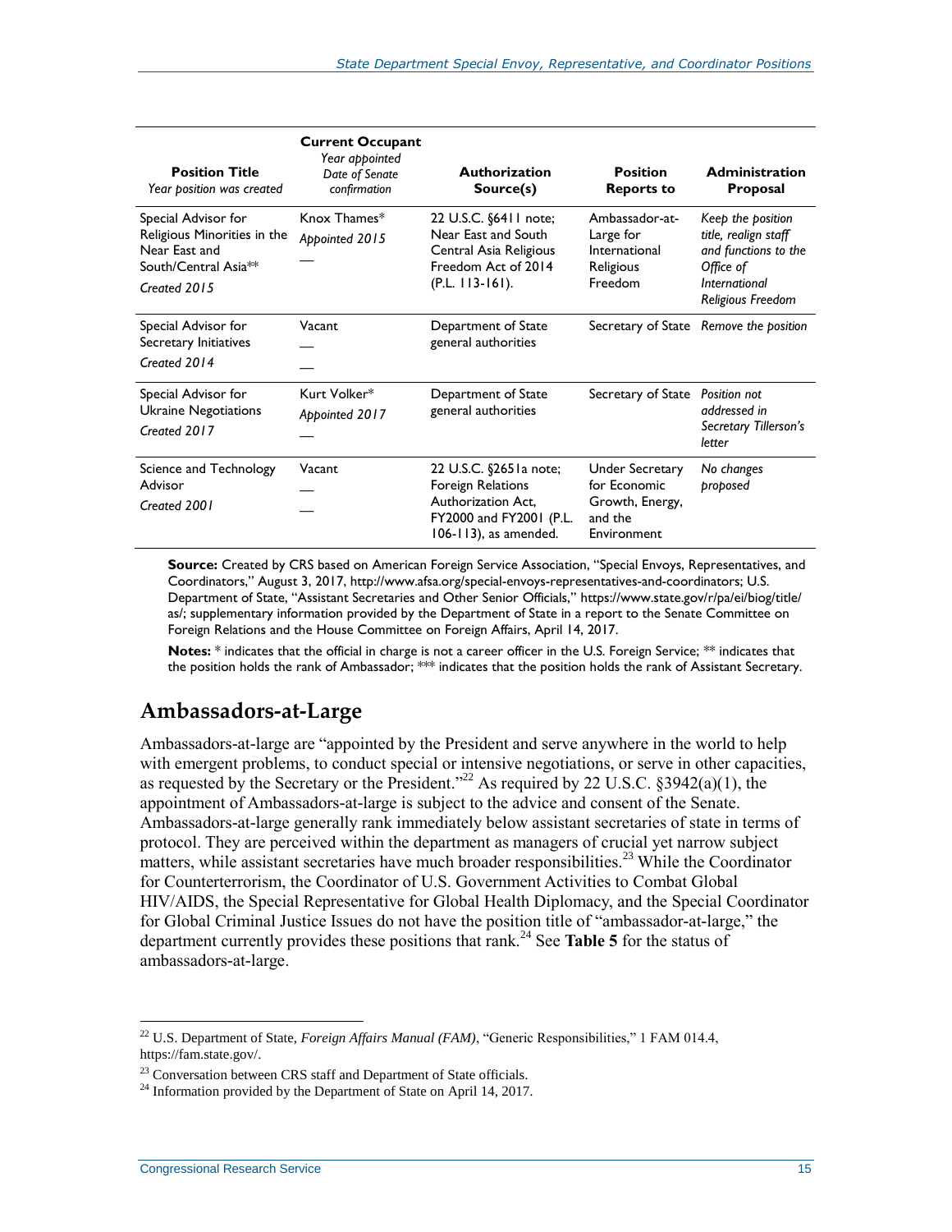| **Position Title** *Year position was created* | **Current Occupant** *Year appointed* *Date of Senate confirmation* | **Authorization Source(s)** | **Position Reports to** | **Administration Proposal** |
|---|---|---|---|---|
| Special Advisor for Religious Minorities in the Near East and South/Central Asia** *Created 2015* | Knox Thames* *Appointed 2015* — | 22 U.S.C. §6411 note; Near East and South Central Asia Religious Freedom Act of 2014 (P.L. 113-161). | Ambassador-at-Large for International Religious Freedom | *Keep the position title, realign staff and functions to the Office of International Religious Freedom* |
| Special Advisor for Secretary Initiatives *Created 2014* | Vacant — — | Department of State general authorities | Secretary of State | *Remove the position* |
| Special Advisor for Ukraine Negotiations *Created 2017* | Kurt Volker* *Appointed 2017* — | Department of State general authorities | Secretary of State | *Position not addressed in Secretary Tillerson's letter* |
| Science and Technology Advisor *Created 2001* | Vacant — — | 22 U.S.C. §2651a note; Foreign Relations Authorization Act, FY2000 and FY2001 (P.L. 106-113), as amended. | Under Secretary for Economic Growth, Energy, and the Environment | *No changes proposed* |

**Source:** Created by CRS based on American Foreign Service Association, "Special Envoys, Representatives, and Coordinators," August 3, 2017, http://www.afsa.org/special-envoys-representatives-and-coordinators; U.S. Department of State, "Assistant Secretaries and Other Senior Officials," https://www.state.gov/r/pa/ei/biog/title/as/; supplementary information provided by the Department of State in a report to the Senate Committee on Foreign Relations and the House Committee on Foreign Affairs, April 14, 2017.

**Notes:** * indicates that the official in charge is not a career officer in the U.S. Foreign Service; ** indicates that the position holds the rank of Ambassador; *** indicates that the position holds the rank of Assistant Secretary.

## Ambassadors-at-Large

Ambassadors-at-large are "appointed by the President and serve anywhere in the world to help with emergent problems, to conduct special or intensive negotiations, or serve in other capacities, as requested by the Secretary or the President."[22] As required by 22 U.S.C. §3942(a)(1), the appointment of Ambassadors-at-large is subject to the advice and consent of the Senate. Ambassadors-at-large generally rank immediately below assistant secretaries of state in terms of protocol. They are perceived within the department as managers of crucial yet narrow subject matters, while assistant secretaries have much broader responsibilities.[23] While the Coordinator for Counterterrorism, the Coordinator of U.S. Government Activities to Combat Global HIV/AIDS, the Special Representative for Global Health Diplomacy, and the Special Coordinator for Global Criminal Justice Issues do not have the position title of "ambassador-at-large," the department currently provides these positions that rank.[24] See **Table 5** for the status of ambassadors-at-large.

[22] U.S. Department of State, *Foreign Affairs Manual (FAM)*, "Generic Responsibilities," 1 FAM 014.4, https://fam.state.gov/.

[23] Conversation between CRS staff and Department of State officials.

[24] Information provided by the Department of State on April 14, 2017.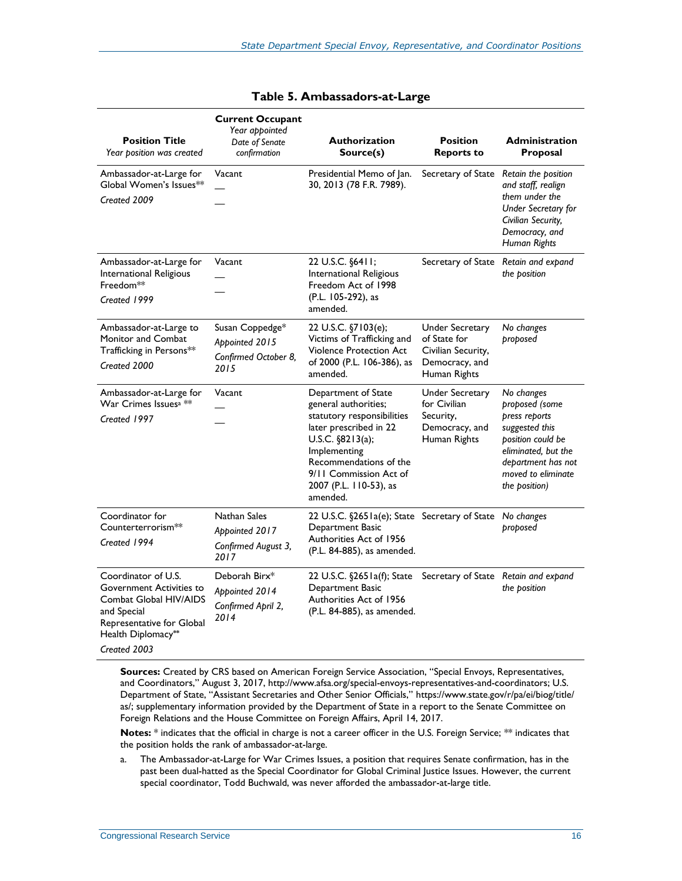**Table 5. Ambassadors-at-Large**

| **Position Title** *Year position was created* | **Current Occupant** *Year appointed* *Date of Senate confirmation* | **Authorization Source(s)** | **Position Reports to** | **Administration Proposal** |
| --- | --- | --- | --- | --- |
| Ambassador-at-Large for Global Women's Issues** *Created 2009* | Vacant — — | Presidential Memo of Jan. 30, 2013 (78 F.R. 7989). | Secretary of State | *Retain the position and staff, realign them under the Under Secretary for Civilian Security, Democracy, and Human Rights* |
| Ambassador-at-Large for International Religious Freedom** *Created 1999* | Vacant — — | 22 U.S.C. §6411; International Religious Freedom Act of 1998 (P.L. 105-292), as amended. | Secretary of State | *Retain and expand the position* |
| Ambassador-at-Large to Monitor and Combat Trafficking in Persons** *Created 2000* | Susan Coppedge* *Appointed 2015* *Confirmed October 8, 2015* | 22 U.S.C. §7103(e); Victims of Trafficking and Violence Protection Act of 2000 (P.L. 106-386), as amended. | Under Secretary of State for Civilian Security, Democracy, and Human Rights | *No changes proposed* |
| Ambassador-at-Large for War Crimes Issues[a] ** *Created 1997* | Vacant — — | Department of State general authorities; statutory responsibilities later prescribed in 22 U.S.C. §8213(a); Implementing Recommendations of the 9/11 Commission Act of 2007 (P.L. 110-53), as amended. | Under Secretary for Civilian Security, Democracy, and Human Rights | *No changes proposed (some press reports suggested this position could be eliminated, but the department has not moved to eliminate the position)* |
| Coordinator for Counterterrorism** *Created 1994* | Nathan Sales *Appointed 2017* *Confirmed August 3, 2017* | 22 U.S.C. §2651a(e); State Department Basic Authorities Act of 1956 (P.L. 84-885), as amended. | Secretary of State | *No changes proposed* |
| Coordinator of U.S. Government Activities to Combat Global HIV/AIDS and Special Representative for Global Health Diplomacy** *Created 2003* | Deborah Birx* *Appointed 2014* *Confirmed April 2, 2014* | 22 U.S.C. §2651a(f); State Department Basic Authorities Act of 1956 (P.L. 84-885), as amended. | Secretary of State | *Retain and expand the position* |

**Sources:** Created by CRS based on American Foreign Service Association, "Special Envoys, Representatives, and Coordinators," August 3, 2017, http://www.afsa.org/special-envoys-representatives-and-coordinators; U.S. Department of State, "Assistant Secretaries and Other Senior Officials," https://www.state.gov/r/pa/ei/biog/title/as/; supplementary information provided by the Department of State in a report to the Senate Committee on Foreign Relations and the House Committee on Foreign Affairs, April 14, 2017.

**Notes:** * indicates that the official in charge is not a career officer in the U.S. Foreign Service; ** indicates that the position holds the rank of ambassador-at-large.

a. The Ambassador-at-Large for War Crimes Issues, a position that requires Senate confirmation, has in the past been dual-hatted as the Special Coordinator for Global Criminal Justice Issues. However, the current special coordinator, Todd Buchwald, was never afforded the ambassador-at-large title.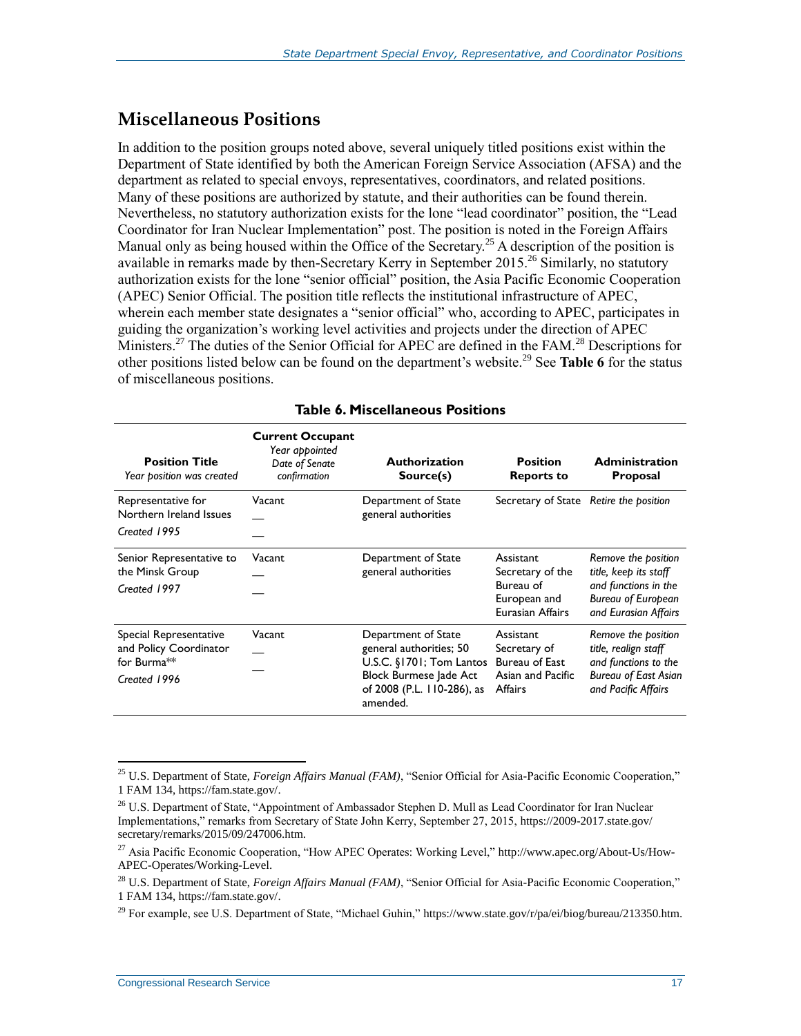## Miscellaneous Positions

In addition to the position groups noted above, several uniquely titled positions exist within the Department of State identified by both the American Foreign Service Association (AFSA) and the department as related to special envoys, representatives, coordinators, and related positions. Many of these positions are authorized by statute, and their authorities can be found therein. Nevertheless, no statutory authorization exists for the lone "lead coordinator" position, the "Lead Coordinator for Iran Nuclear Implementation" post. The position is noted in the Foreign Affairs Manual only as being housed within the Office of the Secretary.[25] A description of the position is available in remarks made by then-Secretary Kerry in September 2015.[26] Similarly, no statutory authorization exists for the lone "senior official" position, the Asia Pacific Economic Cooperation (APEC) Senior Official. The position title reflects the institutional infrastructure of APEC, wherein each member state designates a "senior official" who, according to APEC, participates in guiding the organization's working level activities and projects under the direction of APEC Ministers.[27] The duties of the Senior Official for APEC are defined in the FAM.[28] Descriptions for other positions listed below can be found on the department's website.[29] See **Table 6** for the status of miscellaneous positions.

**Table 6. Miscellaneous Positions**

| **Position Title** *Year position was created* | **Current Occupant** *Year appointed* *Date of Senate confirmation* | **Authorization Source(s)** | **Position Reports to** | **Administration Proposal** |
|---|---|---|---|---|
| Representative for Northern Ireland Issues *Created 1995* | Vacant — — | Department of State general authorities | Secretary of State | *Retire the position* |
| Senior Representative to the Minsk Group *Created 1997* | Vacant — — | Department of State general authorities | Assistant Secretary of the Bureau of European and Eurasian Affairs | *Remove the position title, keep its staff and functions in the Bureau of European and Eurasian Affairs* |
| Special Representative and Policy Coordinator for Burma** *Created 1996* | Vacant — — | Department of State general authorities; 50 U.S.C. §1701; Tom Lantos Block Burmese Jade Act of 2008 (P.L. 110-286), as amended. | Assistant Secretary of Bureau of East Asian and Pacific Affairs | *Remove the position title, realign staff and functions to the Bureau of East Asian and Pacific Affairs* |

---

[25] U.S. Department of State, *Foreign Affairs Manual (FAM)*, "Senior Official for Asia-Pacific Economic Cooperation," 1 FAM 134, https://fam.state.gov/.

[26] U.S. Department of State, "Appointment of Ambassador Stephen D. Mull as Lead Coordinator for Iran Nuclear Implementations," remarks from Secretary of State John Kerry, September 27, 2015, https://2009-2017.state.gov/secretary/remarks/2015/09/247006.htm.

[27] Asia Pacific Economic Cooperation, "How APEC Operates: Working Level," http://www.apec.org/About-Us/How-APEC-Operates/Working-Level.

[28] U.S. Department of State, *Foreign Affairs Manual (FAM)*, "Senior Official for Asia-Pacific Economic Cooperation," 1 FAM 134, https://fam.state.gov/.

[29] For example, see U.S. Department of State, "Michael Guhin," https://www.state.gov/r/pa/ei/biog/bureau/213350.htm.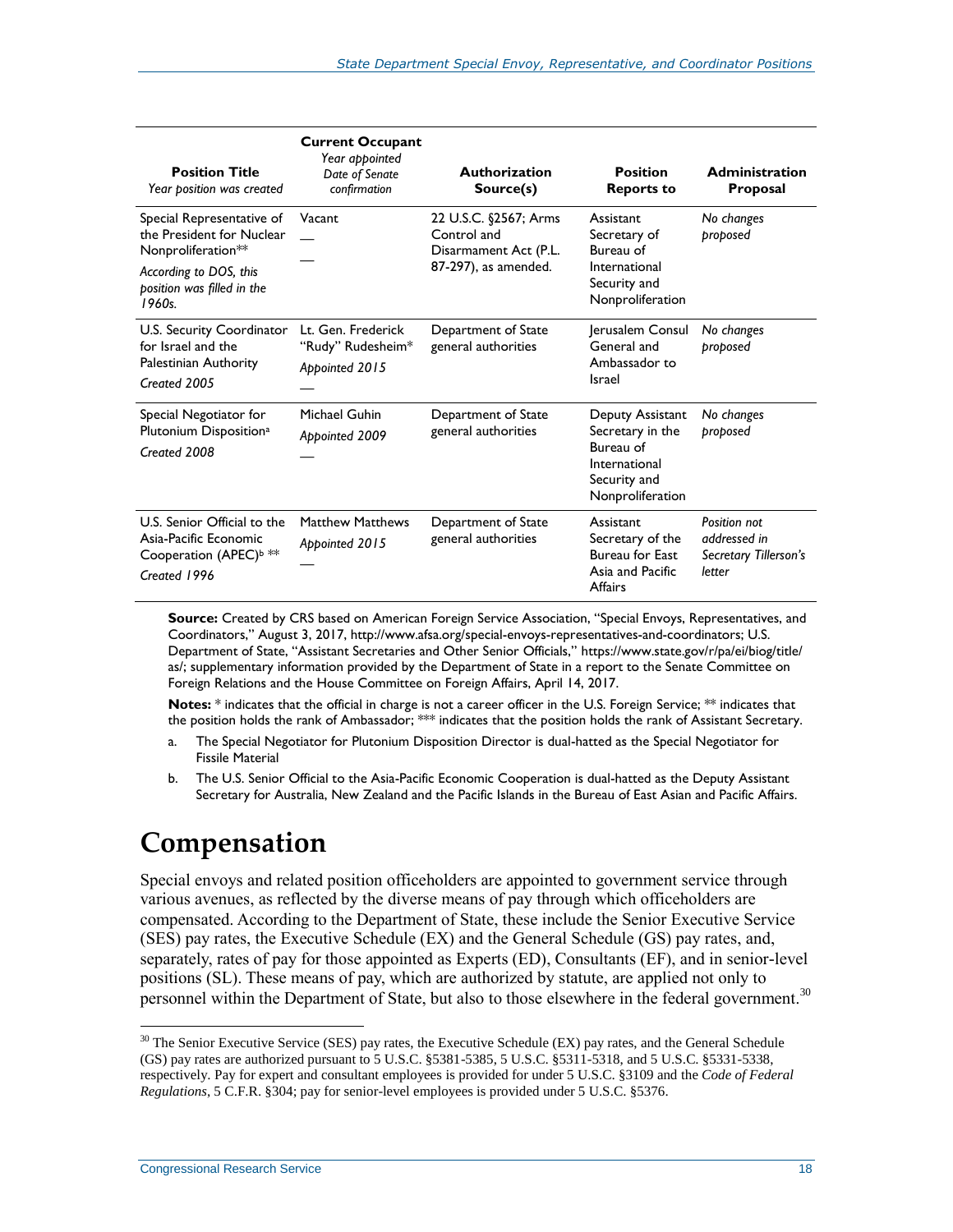| **Position Title** *Year position was created* | **Current Occupant** *Year appointed* *Date of Senate confirmation* | **Authorization Source(s)** | **Position Reports to** | **Administration Proposal** |
|---|---|---|---|---|
| Special Representative of the President for Nuclear Nonproliferation** *According to DOS, this position was filled in the 1960s.* | Vacant — — | 22 U.S.C. §2567; Arms Control and Disarmament Act (P.L. 87-297), as amended. | Assistant Secretary of Bureau of International Security and Nonproliferation | *No changes proposed* |
| U.S. Security Coordinator for Israel and the Palestinian Authority *Created 2005* | Lt. Gen. Frederick "Rudy" Rudesheim* *Appointed 2015* — | Department of State general authorities | Jerusalem Consul General and Ambassador to Israel | *No changes proposed* |
| Special Negotiator for Plutonium Disposition[a] *Created 2008* | Michael Guhin *Appointed 2009* — | Department of State general authorities | Deputy Assistant Secretary in the Bureau of International Security and Nonproliferation | *No changes proposed* |
| U.S. Senior Official to the Asia-Pacific Economic Cooperation (APEC)[b] ** *Created 1996* | Matthew Matthews *Appointed 2015* — | Department of State general authorities | Assistant Secretary of the Bureau for East Asia and Pacific Affairs | *Position not addressed in Secretary Tillerson's letter* |

**Source:** Created by CRS based on American Foreign Service Association, "Special Envoys, Representatives, and Coordinators," August 3, 2017, http://www.afsa.org/special-envoys-representatives-and-coordinators; U.S. Department of State, "Assistant Secretaries and Other Senior Officials," https://www.state.gov/r/pa/ei/biog/title/as/; supplementary information provided by the Department of State in a report to the Senate Committee on Foreign Relations and the House Committee on Foreign Affairs, April 14, 2017.

**Notes:** * indicates that the official in charge is not a career officer in the U.S. Foreign Service; ** indicates that the position holds the rank of Ambassador; *** indicates that the position holds the rank of Assistant Secretary.

a. The Special Negotiator for Plutonium Disposition Director is dual-hatted as the Special Negotiator for Fissile Material

b. The U.S. Senior Official to the Asia-Pacific Economic Cooperation is dual-hatted as the Deputy Assistant Secretary for Australia, New Zealand and the Pacific Islands in the Bureau of East Asian and Pacific Affairs.

# Compensation

Special envoys and related position officeholders are appointed to government service through various avenues, as reflected by the diverse means of pay through which officeholders are compensated. According to the Department of State, these include the Senior Executive Service (SES) pay rates, the Executive Schedule (EX) and the General Schedule (GS) pay rates, and, separately, rates of pay for those appointed as Experts (ED), Consultants (EF), and in senior-level positions (SL). These means of pay, which are authorized by statute, are applied not only to personnel within the Department of State, but also to those elsewhere in the federal government.[30]

[30] The Senior Executive Service (SES) pay rates, the Executive Schedule (EX) pay rates, and the General Schedule (GS) pay rates are authorized pursuant to 5 U.S.C. §5381-5385, 5 U.S.C. §5311-5318, and 5 U.S.C. §5331-5338, respectively. Pay for expert and consultant employees is provided for under 5 U.S.C. §3109 and the *Code of Federal Regulations*, 5 C.F.R. §304; pay for senior-level employees is provided under 5 U.S.C. §5376.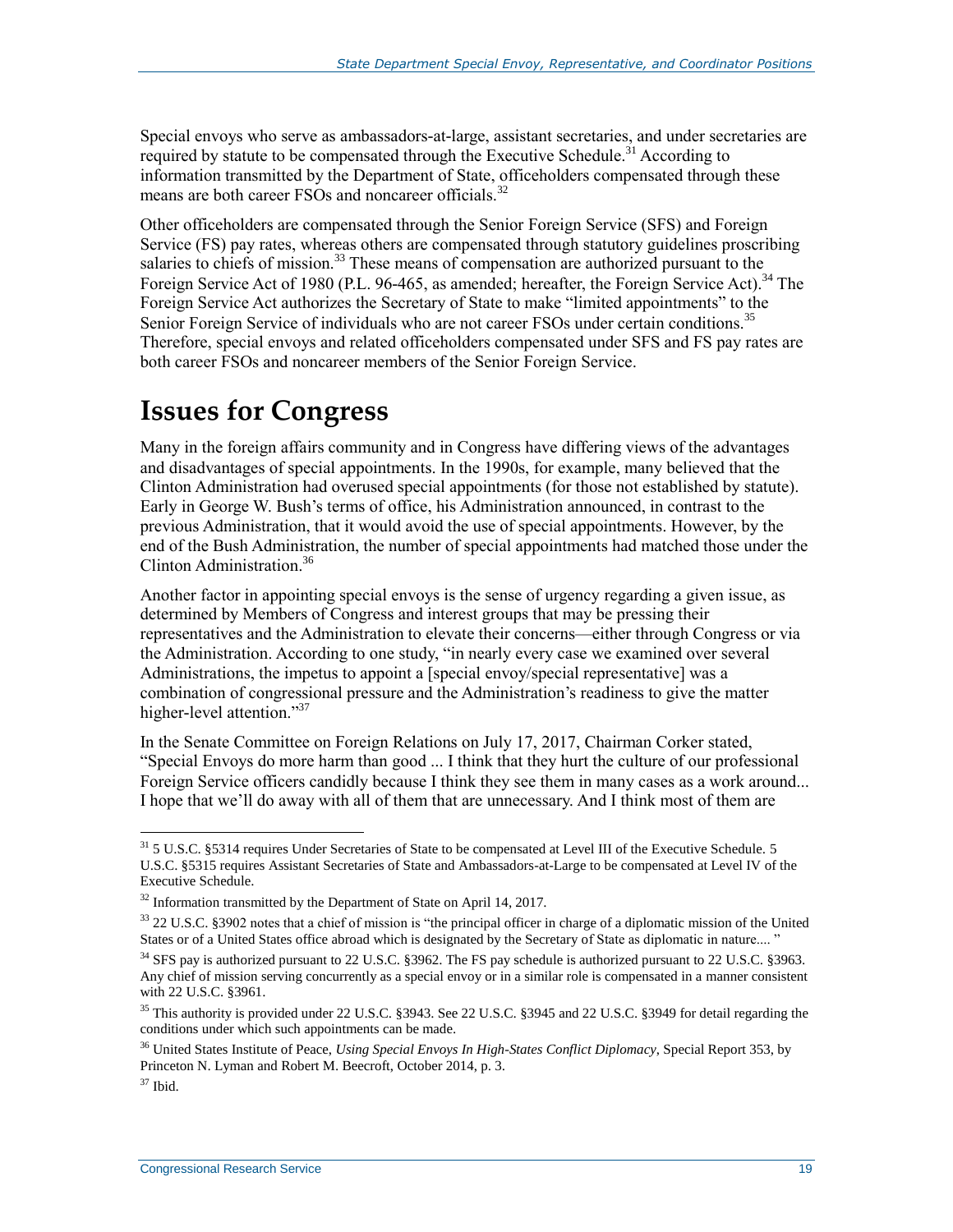Special envoys who serve as ambassadors-at-large, assistant secretaries, and under secretaries are required by statute to be compensated through the Executive Schedule.[31] According to information transmitted by the Department of State, officeholders compensated through these means are both career FSOs and noncareer officials.[32]

Other officeholders are compensated through the Senior Foreign Service (SFS) and Foreign Service (FS) pay rates, whereas others are compensated through statutory guidelines proscribing salaries to chiefs of mission.[33] These means of compensation are authorized pursuant to the Foreign Service Act of 1980 (P.L. 96-465, as amended; hereafter, the Foreign Service Act).[34] The Foreign Service Act authorizes the Secretary of State to make "limited appointments" to the Senior Foreign Service of individuals who are not career FSOs under certain conditions.[35] Therefore, special envoys and related officeholders compensated under SFS and FS pay rates are both career FSOs and noncareer members of the Senior Foreign Service.

# Issues for Congress

Many in the foreign affairs community and in Congress have differing views of the advantages and disadvantages of special appointments. In the 1990s, for example, many believed that the Clinton Administration had overused special appointments (for those not established by statute). Early in George W. Bush's terms of office, his Administration announced, in contrast to the previous Administration, that it would avoid the use of special appointments. However, by the end of the Bush Administration, the number of special appointments had matched those under the Clinton Administration.[36]

Another factor in appointing special envoys is the sense of urgency regarding a given issue, as determined by Members of Congress and interest groups that may be pressing their representatives and the Administration to elevate their concerns—either through Congress or via the Administration. According to one study, "in nearly every case we examined over several Administrations, the impetus to appoint a [special envoy/special representative] was a combination of congressional pressure and the Administration's readiness to give the matter higher-level attention."[37]

In the Senate Committee on Foreign Relations on July 17, 2017, Chairman Corker stated, "Special Envoys do more harm than good ... I think that they hurt the culture of our professional Foreign Service officers candidly because I think they see them in many cases as a work around... I hope that we'll do away with all of them that are unnecessary. And I think most of them are

---

[31] 5 U.S.C. §5314 requires Under Secretaries of State to be compensated at Level III of the Executive Schedule. 5 U.S.C. §5315 requires Assistant Secretaries of State and Ambassadors-at-Large to be compensated at Level IV of the Executive Schedule.

[32] Information transmitted by the Department of State on April 14, 2017.

[33] 22 U.S.C. §3902 notes that a chief of mission is "the principal officer in charge of a diplomatic mission of the United States or of a United States office abroad which is designated by the Secretary of State as diplomatic in nature.... "

[34] SFS pay is authorized pursuant to 22 U.S.C. §3962. The FS pay schedule is authorized pursuant to 22 U.S.C. §3963. Any chief of mission serving concurrently as a special envoy or in a similar role is compensated in a manner consistent with 22 U.S.C. §3961.

[35] This authority is provided under 22 U.S.C. §3943. See 22 U.S.C. §3945 and 22 U.S.C. §3949 for detail regarding the conditions under which such appointments can be made.

[36] United States Institute of Peace, *Using Special Envoys In High-States Conflict Diplomacy*, Special Report 353, by Princeton N. Lyman and Robert M. Beecroft, October 2014, p. 3.

[37] Ibid.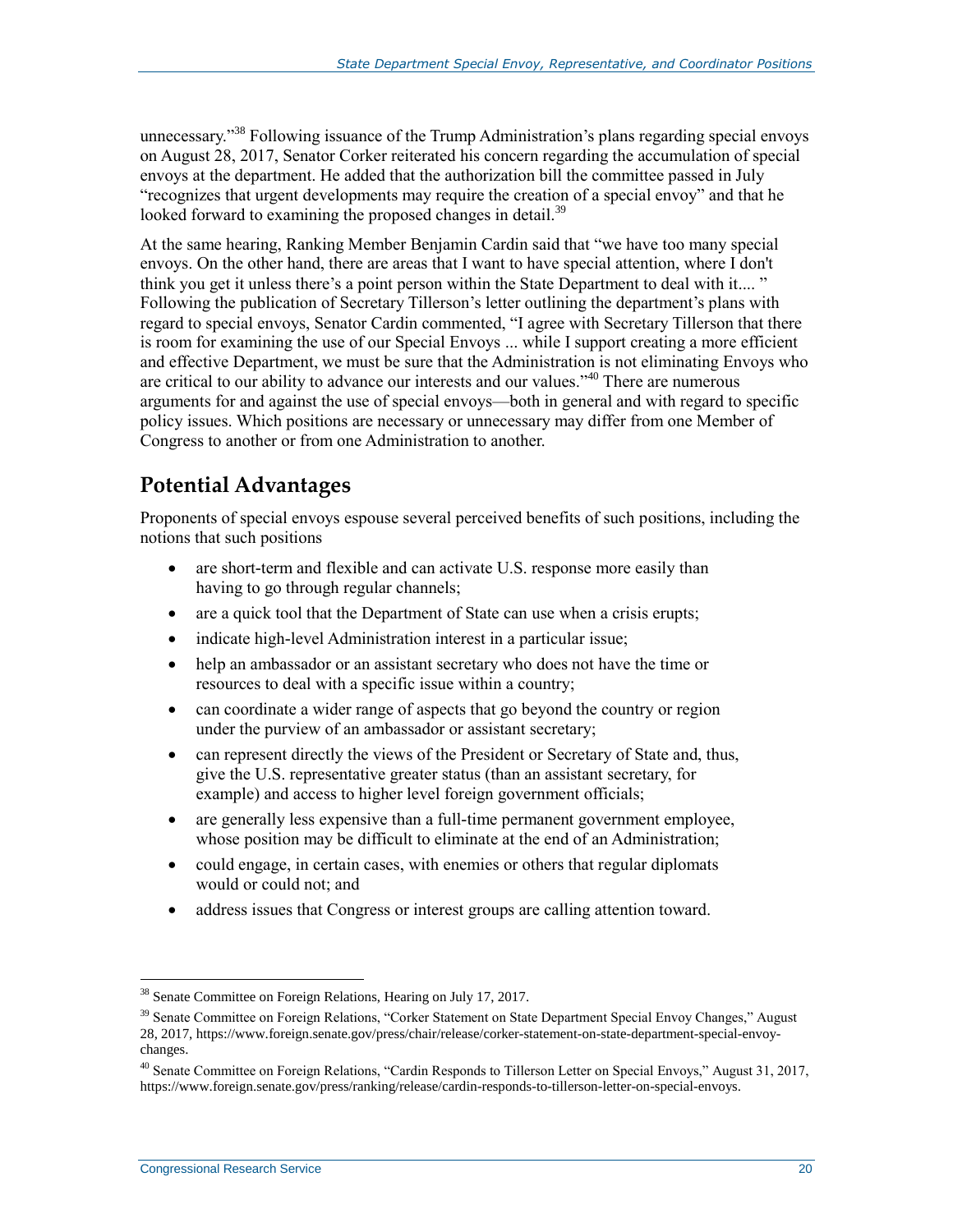unnecessary."[38] Following issuance of the Trump Administration's plans regarding special envoys on August 28, 2017, Senator Corker reiterated his concern regarding the accumulation of special envoys at the department. He added that the authorization bill the committee passed in July "recognizes that urgent developments may require the creation of a special envoy" and that he looked forward to examining the proposed changes in detail.[39]

At the same hearing, Ranking Member Benjamin Cardin said that "we have too many special envoys. On the other hand, there are areas that I want to have special attention, where I don't think you get it unless there's a point person within the State Department to deal with it.... " Following the publication of Secretary Tillerson's letter outlining the department's plans with regard to special envoys, Senator Cardin commented, "I agree with Secretary Tillerson that there is room for examining the use of our Special Envoys ... while I support creating a more efficient and effective Department, we must be sure that the Administration is not eliminating Envoys who are critical to our ability to advance our interests and our values."[40] There are numerous arguments for and against the use of special envoys—both in general and with regard to specific policy issues. Which positions are necessary or unnecessary may differ from one Member of Congress to another or from one Administration to another.

## Potential Advantages

Proponents of special envoys espouse several perceived benefits of such positions, including the notions that such positions

- are short-term and flexible and can activate U.S. response more easily than having to go through regular channels;
- are a quick tool that the Department of State can use when a crisis erupts;
- indicate high-level Administration interest in a particular issue;
- help an ambassador or an assistant secretary who does not have the time or resources to deal with a specific issue within a country;
- can coordinate a wider range of aspects that go beyond the country or region under the purview of an ambassador or assistant secretary;
- can represent directly the views of the President or Secretary of State and, thus, give the U.S. representative greater status (than an assistant secretary, for example) and access to higher level foreign government officials;
- are generally less expensive than a full-time permanent government employee, whose position may be difficult to eliminate at the end of an Administration;
- could engage, in certain cases, with enemies or others that regular diplomats would or could not; and
- address issues that Congress or interest groups are calling attention toward.

---

[38] Senate Committee on Foreign Relations, Hearing on July 17, 2017.

[39] Senate Committee on Foreign Relations, "Corker Statement on State Department Special Envoy Changes," August 28, 2017, https://www.foreign.senate.gov/press/chair/release/corker-statement-on-state-department-special-envoy-changes.

[40] Senate Committee on Foreign Relations, "Cardin Responds to Tillerson Letter on Special Envoys," August 31, 2017, https://www.foreign.senate.gov/press/ranking/release/cardin-responds-to-tillerson-letter-on-special-envoys.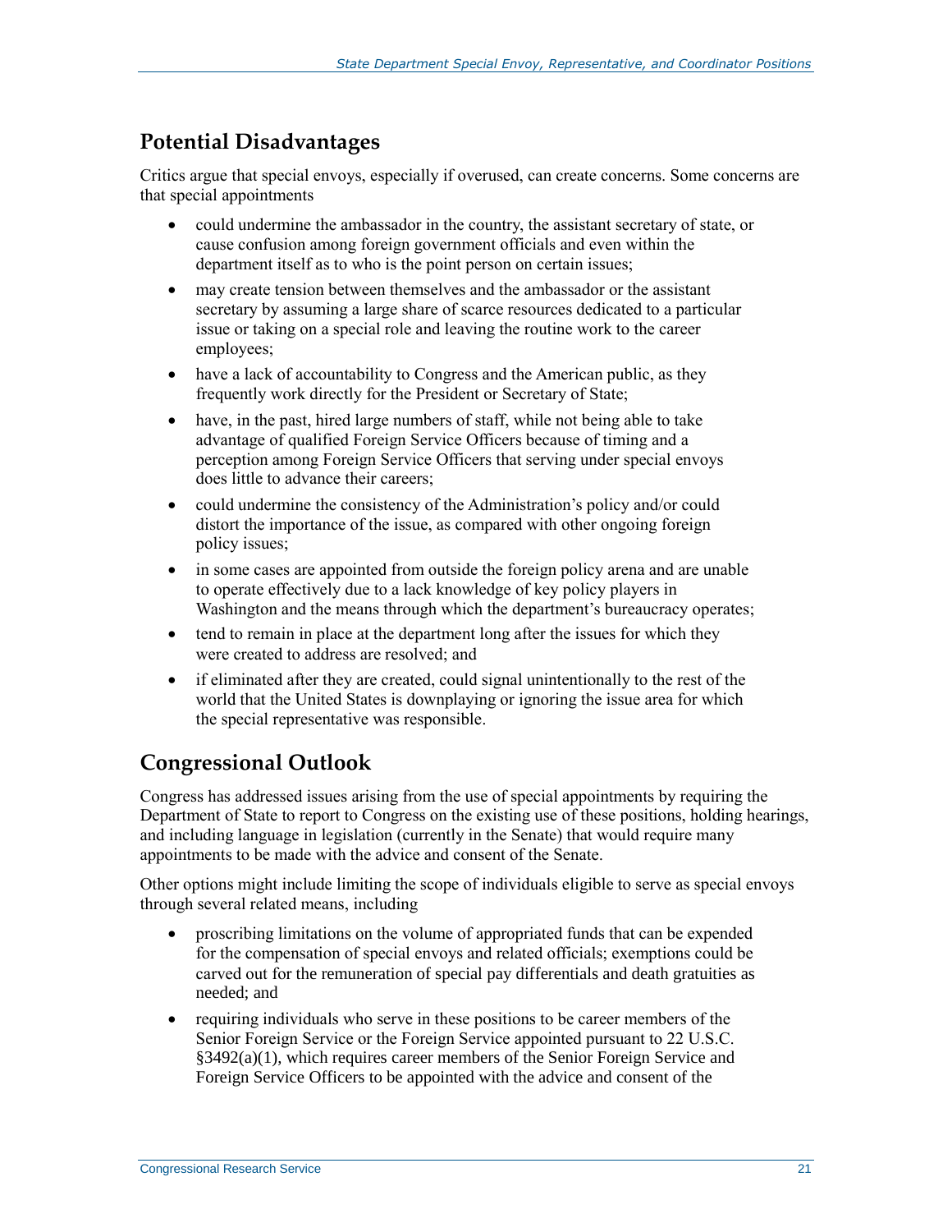## Potential Disadvantages

Critics argue that special envoys, especially if overused, can create concerns. Some concerns are that special appointments

- could undermine the ambassador in the country, the assistant secretary of state, or cause confusion among foreign government officials and even within the department itself as to who is the point person on certain issues;
- may create tension between themselves and the ambassador or the assistant secretary by assuming a large share of scarce resources dedicated to a particular issue or taking on a special role and leaving the routine work to the career employees;
- have a lack of accountability to Congress and the American public, as they frequently work directly for the President or Secretary of State;
- have, in the past, hired large numbers of staff, while not being able to take advantage of qualified Foreign Service Officers because of timing and a perception among Foreign Service Officers that serving under special envoys does little to advance their careers;
- could undermine the consistency of the Administration's policy and/or could distort the importance of the issue, as compared with other ongoing foreign policy issues;
- in some cases are appointed from outside the foreign policy arena and are unable to operate effectively due to a lack knowledge of key policy players in Washington and the means through which the department's bureaucracy operates;
- tend to remain in place at the department long after the issues for which they were created to address are resolved; and
- if eliminated after they are created, could signal unintentionally to the rest of the world that the United States is downplaying or ignoring the issue area for which the special representative was responsible.

## Congressional Outlook

Congress has addressed issues arising from the use of special appointments by requiring the Department of State to report to Congress on the existing use of these positions, holding hearings, and including language in legislation (currently in the Senate) that would require many appointments to be made with the advice and consent of the Senate.

Other options might include limiting the scope of individuals eligible to serve as special envoys through several related means, including

- proscribing limitations on the volume of appropriated funds that can be expended for the compensation of special envoys and related officials; exemptions could be carved out for the remuneration of special pay differentials and death gratuities as needed; and
- requiring individuals who serve in these positions to be career members of the Senior Foreign Service or the Foreign Service appointed pursuant to 22 U.S.C. §3492(a)(1), which requires career members of the Senior Foreign Service and Foreign Service Officers to be appointed with the advice and consent of the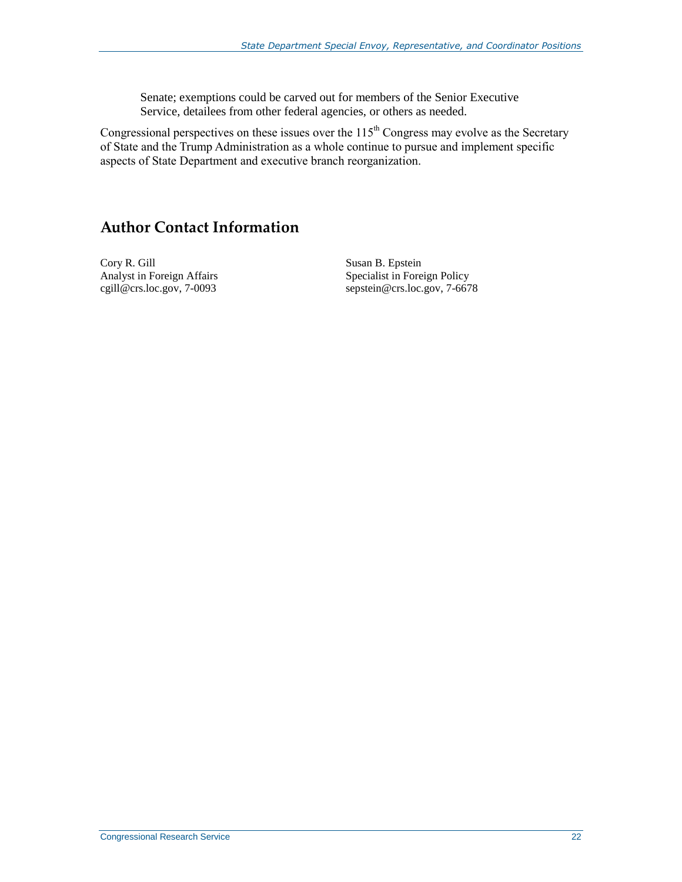Senate; exemptions could be carved out for members of the Senior Executive Service, detailees from other federal agencies, or others as needed.

Congressional perspectives on these issues over the 115th Congress may evolve as the Secretary of State and the Trump Administration as a whole continue to pursue and implement specific aspects of State Department and executive branch reorganization.

## Author Contact Information

Cory R. Gill
Analyst in Foreign Affairs
cgill@crs.loc.gov, 7-0093

Susan B. Epstein
Specialist in Foreign Policy
sepstein@crs.loc.gov, 7-6678